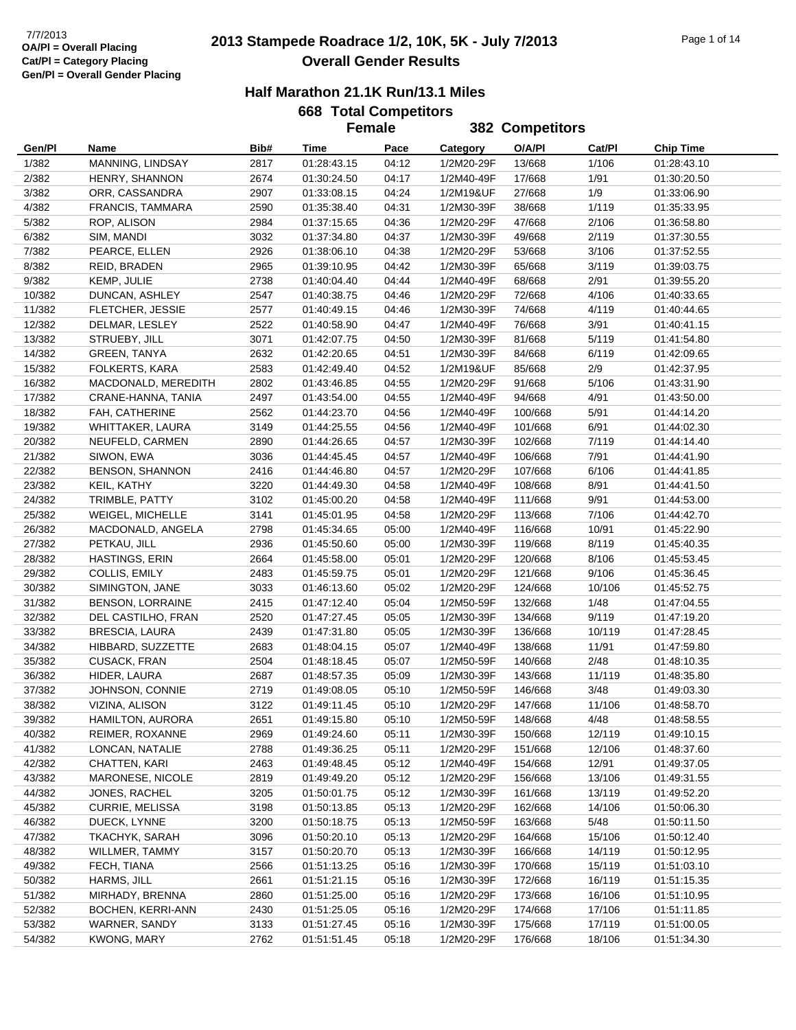7/7/2013
OA/Pl = Overall Placing
Cat/Pl = Category Placing
Gen/Pl = Overall Gender Placing

# 2013 Stampede Roadrace 1/2, 10K, 5K - July 7/2013
## Overall Gender Results

### Half Marathon 21.1K Run/13.1 Miles

**668 Total Competitors**

**Female 382 Competitors**

| Gen/Pl | Name | Bib# | Time | Pace | Category | O/A/Pl | Cat/Pl | Chip Time |
|---|---|---|---|---|---|---|---|---|
| 1/382 | MANNING, LINDSAY | 2817 | 01:28:43.15 | 04:12 | 1/2M20-29F | 13/668 | 1/106 | 01:28:43.10 |
| 2/382 | HENRY, SHANNON | 2674 | 01:30:24.50 | 04:17 | 1/2M40-49F | 17/668 | 1/91 | 01:30:20.50 |
| 3/382 | ORR, CASSANDRA | 2907 | 01:33:08.15 | 04:24 | 1/2M19&UF | 27/668 | 1/9 | 01:33:06.90 |
| 4/382 | FRANCIS, TAMMARA | 2590 | 01:35:38.40 | 04:31 | 1/2M30-39F | 38/668 | 1/119 | 01:35:33.95 |
| 5/382 | ROP, ALISON | 2984 | 01:37:15.65 | 04:36 | 1/2M20-29F | 47/668 | 2/106 | 01:36:58.80 |
| 6/382 | SIM, MANDI | 3032 | 01:37:34.80 | 04:37 | 1/2M30-39F | 49/668 | 2/119 | 01:37:30.55 |
| 7/382 | PEARCE, ELLEN | 2926 | 01:38:06.10 | 04:38 | 1/2M20-29F | 53/668 | 3/106 | 01:37:52.55 |
| 8/382 | REID, BRADEN | 2965 | 01:39:10.95 | 04:42 | 1/2M30-39F | 65/668 | 3/119 | 01:39:03.75 |
| 9/382 | KEMP, JULIE | 2738 | 01:40:04.40 | 04:44 | 1/2M40-49F | 68/668 | 2/91 | 01:39:55.20 |
| 10/382 | DUNCAN, ASHLEY | 2547 | 01:40:38.75 | 04:46 | 1/2M20-29F | 72/668 | 4/106 | 01:40:33.65 |
| 11/382 | FLETCHER, JESSIE | 2577 | 01:40:49.15 | 04:46 | 1/2M30-39F | 74/668 | 4/119 | 01:40:44.65 |
| 12/382 | DELMAR, LESLEY | 2522 | 01:40:58.90 | 04:47 | 1/2M40-49F | 76/668 | 3/91 | 01:40:41.15 |
| 13/382 | STRUEBY, JILL | 3071 | 01:42:07.75 | 04:50 | 1/2M30-39F | 81/668 | 5/119 | 01:41:54.80 |
| 14/382 | GREEN, TANYA | 2632 | 01:42:20.65 | 04:51 | 1/2M30-39F | 84/668 | 6/119 | 01:42:09.65 |
| 15/382 | FOLKERTS, KARA | 2583 | 01:42:49.40 | 04:52 | 1/2M19&UF | 85/668 | 2/9 | 01:42:37.95 |
| 16/382 | MACDONALD, MEREDITH | 2802 | 01:43:46.85 | 04:55 | 1/2M20-29F | 91/668 | 5/106 | 01:43:31.90 |
| 17/382 | CRANE-HANNA, TANIA | 2497 | 01:43:54.00 | 04:55 | 1/2M40-49F | 94/668 | 4/91 | 01:43:50.00 |
| 18/382 | FAH, CATHERINE | 2562 | 01:44:23.70 | 04:56 | 1/2M40-49F | 100/668 | 5/91 | 01:44:14.20 |
| 19/382 | WHITTAKER, LAURA | 3149 | 01:44:25.55 | 04:56 | 1/2M40-49F | 101/668 | 6/91 | 01:44:02.30 |
| 20/382 | NEUFELD, CARMEN | 2890 | 01:44:26.65 | 04:57 | 1/2M30-39F | 102/668 | 7/119 | 01:44:14.40 |
| 21/382 | SIWON, EWA | 3036 | 01:44:45.45 | 04:57 | 1/2M40-49F | 106/668 | 7/91 | 01:44:41.90 |
| 22/382 | BENSON, SHANNON | 2416 | 01:44:46.80 | 04:57 | 1/2M20-29F | 107/668 | 6/106 | 01:44:41.85 |
| 23/382 | KEIL, KATHY | 3220 | 01:44:49.30 | 04:58 | 1/2M40-49F | 108/668 | 8/91 | 01:44:41.50 |
| 24/382 | TRIMBLE, PATTY | 3102 | 01:45:00.20 | 04:58 | 1/2M40-49F | 111/668 | 9/91 | 01:44:53.00 |
| 25/382 | WEIGEL, MICHELLE | 3141 | 01:45:01.95 | 04:58 | 1/2M20-29F | 113/668 | 7/106 | 01:44:42.70 |
| 26/382 | MACDONALD, ANGELA | 2798 | 01:45:34.65 | 05:00 | 1/2M40-49F | 116/668 | 10/91 | 01:45:22.90 |
| 27/382 | PETKAU, JILL | 2936 | 01:45:50.60 | 05:00 | 1/2M30-39F | 119/668 | 8/119 | 01:45:40.35 |
| 28/382 | HASTINGS, ERIN | 2664 | 01:45:58.00 | 05:01 | 1/2M20-29F | 120/668 | 8/106 | 01:45:53.45 |
| 29/382 | COLLIS, EMILY | 2483 | 01:45:59.75 | 05:01 | 1/2M20-29F | 121/668 | 9/106 | 01:45:36.45 |
| 30/382 | SIMINGTON, JANE | 3033 | 01:46:13.60 | 05:02 | 1/2M20-29F | 124/668 | 10/106 | 01:45:52.75 |
| 31/382 | BENSON, LORRAINE | 2415 | 01:47:12.40 | 05:04 | 1/2M50-59F | 132/668 | 1/48 | 01:47:04.55 |
| 32/382 | DEL CASTILHO, FRAN | 2520 | 01:47:27.45 | 05:05 | 1/2M30-39F | 134/668 | 9/119 | 01:47:19.20 |
| 33/382 | BRESCIA, LAURA | 2439 | 01:47:31.80 | 05:05 | 1/2M30-39F | 136/668 | 10/119 | 01:47:28.45 |
| 34/382 | HIBBARD, SUZZETTE | 2683 | 01:48:04.15 | 05:07 | 1/2M40-49F | 138/668 | 11/91 | 01:47:59.80 |
| 35/382 | CUSACK, FRAN | 2504 | 01:48:18.45 | 05:07 | 1/2M50-59F | 140/668 | 2/48 | 01:48:10.35 |
| 36/382 | HIDER, LAURA | 2687 | 01:48:57.35 | 05:09 | 1/2M30-39F | 143/668 | 11/119 | 01:48:35.80 |
| 37/382 | JOHNSON, CONNIE | 2719 | 01:49:08.05 | 05:10 | 1/2M50-59F | 146/668 | 3/48 | 01:49:03.30 |
| 38/382 | VIZINA, ALISON | 3122 | 01:49:11.45 | 05:10 | 1/2M20-29F | 147/668 | 11/106 | 01:48:58.70 |
| 39/382 | HAMILTON, AURORA | 2651 | 01:49:15.80 | 05:10 | 1/2M50-59F | 148/668 | 4/48 | 01:48:58.55 |
| 40/382 | REIMER, ROXANNE | 2969 | 01:49:24.60 | 05:11 | 1/2M30-39F | 150/668 | 12/119 | 01:49:10.15 |
| 41/382 | LONCAN, NATALIE | 2788 | 01:49:36.25 | 05:11 | 1/2M20-29F | 151/668 | 12/106 | 01:48:37.60 |
| 42/382 | CHATTEN, KARI | 2463 | 01:49:48.45 | 05:12 | 1/2M40-49F | 154/668 | 12/91 | 01:49:37.05 |
| 43/382 | MARONESE, NICOLE | 2819 | 01:49:49.20 | 05:12 | 1/2M20-29F | 156/668 | 13/106 | 01:49:31.55 |
| 44/382 | JONES, RACHEL | 3205 | 01:50:01.75 | 05:12 | 1/2M30-39F | 161/668 | 13/119 | 01:49:52.20 |
| 45/382 | CURRIE, MELISSA | 3198 | 01:50:13.85 | 05:13 | 1/2M20-29F | 162/668 | 14/106 | 01:50:06.30 |
| 46/382 | DUECK, LYNNE | 3200 | 01:50:18.75 | 05:13 | 1/2M50-59F | 163/668 | 5/48 | 01:50:11.50 |
| 47/382 | TKACHYK, SARAH | 3096 | 01:50:20.10 | 05:13 | 1/2M20-29F | 164/668 | 15/106 | 01:50:12.40 |
| 48/382 | WILLMER, TAMMY | 3157 | 01:50:20.70 | 05:13 | 1/2M30-39F | 166/668 | 14/119 | 01:50:12.95 |
| 49/382 | FECH, TIANA | 2566 | 01:51:13.25 | 05:16 | 1/2M30-39F | 170/668 | 15/119 | 01:51:03.10 |
| 50/382 | HARMS, JILL | 2661 | 01:51:21.15 | 05:16 | 1/2M30-39F | 172/668 | 16/119 | 01:51:15.35 |
| 51/382 | MIRHADY, BRENNA | 2860 | 01:51:25.00 | 05:16 | 1/2M20-29F | 173/668 | 16/106 | 01:51:10.95 |
| 52/382 | BOCHEN, KERRI-ANN | 2430 | 01:51:25.05 | 05:16 | 1/2M20-29F | 174/668 | 17/106 | 01:51:11.85 |
| 53/382 | WARNER, SANDY | 3133 | 01:51:27.45 | 05:16 | 1/2M30-39F | 175/668 | 17/119 | 01:51:00.05 |
| 54/382 | KWONG, MARY | 2762 | 01:51:51.45 | 05:18 | 1/2M20-29F | 176/668 | 18/106 | 01:51:34.30 |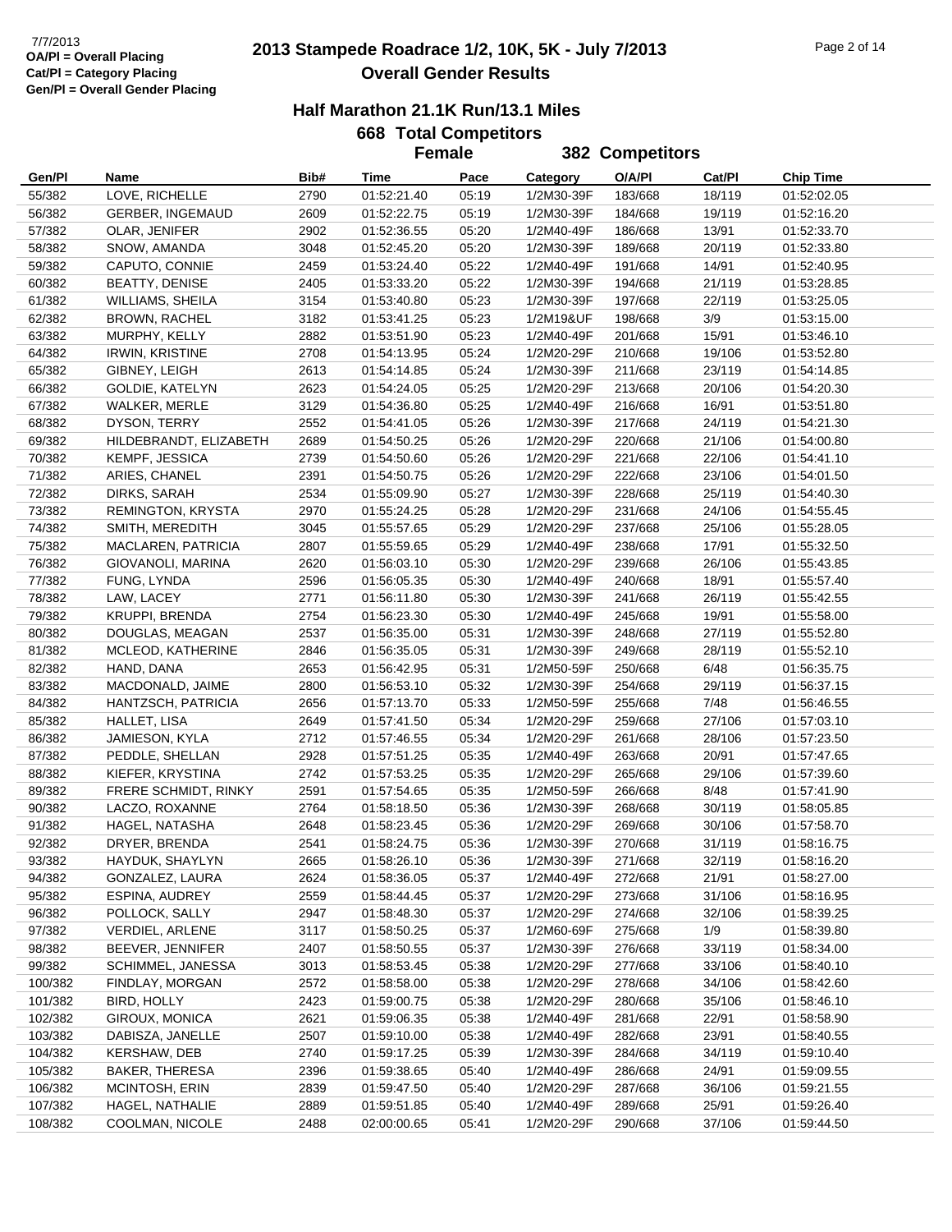7/7/2013
**OA/Pl = Overall Placing**
**Cat/Pl = Category Placing**
**Gen/Pl = Overall Gender Placing**

# 2013 Stampede Roadrace 1/2, 10K, 5K - July 7/2013
## Overall Gender Results

### Half Marathon 21.1K Run/13.1 Miles

**668 Total Competitors**

**Female — 382 Competitors**

| Gen/Pl | Name | Bib# | Time | Pace | Category | O/A/Pl | Cat/Pl | Chip Time |
|---|---|---|---|---|---|---|---|---|
| 55/382 | LOVE, RICHELLE | 2790 | 01:52:21.40 | 05:19 | 1/2M30-39F | 183/668 | 18/119 | 01:52:02.05 |
| 56/382 | GERBER, INGEMAUD | 2609 | 01:52:22.75 | 05:19 | 1/2M30-39F | 184/668 | 19/119 | 01:52:16.20 |
| 57/382 | OLAR, JENIFER | 2902 | 01:52:36.55 | 05:20 | 1/2M40-49F | 186/668 | 13/91 | 01:52:33.70 |
| 58/382 | SNOW, AMANDA | 3048 | 01:52:45.20 | 05:20 | 1/2M30-39F | 189/668 | 20/119 | 01:52:33.80 |
| 59/382 | CAPUTO, CONNIE | 2459 | 01:53:24.40 | 05:22 | 1/2M40-49F | 191/668 | 14/91 | 01:52:40.95 |
| 60/382 | BEATTY, DENISE | 2405 | 01:53:33.20 | 05:22 | 1/2M30-39F | 194/668 | 21/119 | 01:53:28.85 |
| 61/382 | WILLIAMS, SHEILA | 3154 | 01:53:40.80 | 05:23 | 1/2M30-39F | 197/668 | 22/119 | 01:53:25.05 |
| 62/382 | BROWN, RACHEL | 3182 | 01:53:41.25 | 05:23 | 1/2M19&UF | 198/668 | 3/9 | 01:53:15.00 |
| 63/382 | MURPHY, KELLY | 2882 | 01:53:51.90 | 05:23 | 1/2M40-49F | 201/668 | 15/91 | 01:53:46.10 |
| 64/382 | IRWIN, KRISTINE | 2708 | 01:54:13.95 | 05:24 | 1/2M20-29F | 210/668 | 19/106 | 01:53:52.80 |
| 65/382 | GIBNEY, LEIGH | 2613 | 01:54:14.85 | 05:24 | 1/2M30-39F | 211/668 | 23/119 | 01:54:14.85 |
| 66/382 | GOLDIE, KATELYN | 2623 | 01:54:24.05 | 05:25 | 1/2M20-29F | 213/668 | 20/106 | 01:54:20.30 |
| 67/382 | WALKER, MERLE | 3129 | 01:54:36.80 | 05:25 | 1/2M40-49F | 216/668 | 16/91 | 01:53:51.80 |
| 68/382 | DYSON, TERRY | 2552 | 01:54:41.05 | 05:26 | 1/2M30-39F | 217/668 | 24/119 | 01:54:21.30 |
| 69/382 | HILDEBRANDT, ELIZABETH | 2689 | 01:54:50.25 | 05:26 | 1/2M20-29F | 220/668 | 21/106 | 01:54:00.80 |
| 70/382 | KEMPF, JESSICA | 2739 | 01:54:50.60 | 05:26 | 1/2M20-29F | 221/668 | 22/106 | 01:54:41.10 |
| 71/382 | ARIES, CHANEL | 2391 | 01:54:50.75 | 05:26 | 1/2M20-29F | 222/668 | 23/106 | 01:54:01.50 |
| 72/382 | DIRKS, SARAH | 2534 | 01:55:09.90 | 05:27 | 1/2M30-39F | 228/668 | 25/119 | 01:54:40.30 |
| 73/382 | REMINGTON, KRYSTA | 2970 | 01:55:24.25 | 05:28 | 1/2M20-29F | 231/668 | 24/106 | 01:54:55.45 |
| 74/382 | SMITH, MEREDITH | 3045 | 01:55:57.65 | 05:29 | 1/2M20-29F | 237/668 | 25/106 | 01:55:28.05 |
| 75/382 | MACLAREN, PATRICIA | 2807 | 01:55:59.65 | 05:29 | 1/2M40-49F | 238/668 | 17/91 | 01:55:32.50 |
| 76/382 | GIOVANOLI, MARINA | 2620 | 01:56:03.10 | 05:30 | 1/2M20-29F | 239/668 | 26/106 | 01:55:43.85 |
| 77/382 | FUNG, LYNDA | 2596 | 01:56:05.35 | 05:30 | 1/2M40-49F | 240/668 | 18/91 | 01:55:57.40 |
| 78/382 | LAW, LACEY | 2771 | 01:56:11.80 | 05:30 | 1/2M30-39F | 241/668 | 26/119 | 01:55:42.55 |
| 79/382 | KRUPPI, BRENDA | 2754 | 01:56:23.30 | 05:30 | 1/2M40-49F | 245/668 | 19/91 | 01:55:58.00 |
| 80/382 | DOUGLAS, MEAGAN | 2537 | 01:56:35.00 | 05:31 | 1/2M30-39F | 248/668 | 27/119 | 01:55:52.80 |
| 81/382 | MCLEOD, KATHERINE | 2846 | 01:56:35.05 | 05:31 | 1/2M30-39F | 249/668 | 28/119 | 01:55:52.10 |
| 82/382 | HAND, DANA | 2653 | 01:56:42.95 | 05:31 | 1/2M50-59F | 250/668 | 6/48 | 01:56:35.75 |
| 83/382 | MACDONALD, JAIME | 2800 | 01:56:53.10 | 05:32 | 1/2M30-39F | 254/668 | 29/119 | 01:56:37.15 |
| 84/382 | HANTZSCH, PATRICIA | 2656 | 01:57:13.70 | 05:33 | 1/2M50-59F | 255/668 | 7/48 | 01:56:46.55 |
| 85/382 | HALLET, LISA | 2649 | 01:57:41.50 | 05:34 | 1/2M20-29F | 259/668 | 27/106 | 01:57:03.10 |
| 86/382 | JAMIESON, KYLA | 2712 | 01:57:46.55 | 05:34 | 1/2M20-29F | 261/668 | 28/106 | 01:57:23.50 |
| 87/382 | PEDDLE, SHELLAN | 2928 | 01:57:51.25 | 05:35 | 1/2M40-49F | 263/668 | 20/91 | 01:57:47.65 |
| 88/382 | KIEFER, KRYSTINA | 2742 | 01:57:53.25 | 05:35 | 1/2M20-29F | 265/668 | 29/106 | 01:57:39.60 |
| 89/382 | FRERE SCHMIDT, RINKY | 2591 | 01:57:54.65 | 05:35 | 1/2M50-59F | 266/668 | 8/48 | 01:57:41.90 |
| 90/382 | LACZO, ROXANNE | 2764 | 01:58:18.50 | 05:36 | 1/2M30-39F | 268/668 | 30/119 | 01:58:05.85 |
| 91/382 | HAGEL, NATASHA | 2648 | 01:58:23.45 | 05:36 | 1/2M20-29F | 269/668 | 30/106 | 01:57:58.70 |
| 92/382 | DRYER, BRENDA | 2541 | 01:58:24.75 | 05:36 | 1/2M30-39F | 270/668 | 31/119 | 01:58:16.75 |
| 93/382 | HAYDUK, SHAYLYN | 2665 | 01:58:26.10 | 05:36 | 1/2M30-39F | 271/668 | 32/119 | 01:58:16.20 |
| 94/382 | GONZALEZ, LAURA | 2624 | 01:58:36.05 | 05:37 | 1/2M40-49F | 272/668 | 21/91 | 01:58:27.00 |
| 95/382 | ESPINA, AUDREY | 2559 | 01:58:44.45 | 05:37 | 1/2M20-29F | 273/668 | 31/106 | 01:58:16.95 |
| 96/382 | POLLOCK, SALLY | 2947 | 01:58:48.30 | 05:37 | 1/2M20-29F | 274/668 | 32/106 | 01:58:39.25 |
| 97/382 | VERDIEL, ARLENE | 3117 | 01:58:50.25 | 05:37 | 1/2M60-69F | 275/668 | 1/9 | 01:58:39.80 |
| 98/382 | BEEVER, JENNIFER | 2407 | 01:58:50.55 | 05:37 | 1/2M30-39F | 276/668 | 33/119 | 01:58:34.00 |
| 99/382 | SCHIMMEL, JANESSA | 3013 | 01:58:53.45 | 05:38 | 1/2M20-29F | 277/668 | 33/106 | 01:58:40.10 |
| 100/382 | FINDLAY, MORGAN | 2572 | 01:58:58.00 | 05:38 | 1/2M20-29F | 278/668 | 34/106 | 01:58:42.60 |
| 101/382 | BIRD, HOLLY | 2423 | 01:59:00.75 | 05:38 | 1/2M20-29F | 280/668 | 35/106 | 01:58:46.10 |
| 102/382 | GIROUX, MONICA | 2621 | 01:59:06.35 | 05:38 | 1/2M40-49F | 281/668 | 22/91 | 01:58:58.90 |
| 103/382 | DABISZA, JANELLE | 2507 | 01:59:10.00 | 05:38 | 1/2M40-49F | 282/668 | 23/91 | 01:58:40.55 |
| 104/382 | KERSHAW, DEB | 2740 | 01:59:17.25 | 05:39 | 1/2M30-39F | 284/668 | 34/119 | 01:59:10.40 |
| 105/382 | BAKER, THERESA | 2396 | 01:59:38.65 | 05:40 | 1/2M40-49F | 286/668 | 24/91 | 01:59:09.55 |
| 106/382 | MCINTOSH, ERIN | 2839 | 01:59:47.50 | 05:40 | 1/2M20-29F | 287/668 | 36/106 | 01:59:21.55 |
| 107/382 | HAGEL, NATHALIE | 2889 | 01:59:51.85 | 05:40 | 1/2M40-49F | 289/668 | 25/91 | 01:59:26.40 |
| 108/382 | COOLMAN, NICOLE | 2488 | 02:00:00.65 | 05:41 | 1/2M20-29F | 290/668 | 37/106 | 01:59:44.50 |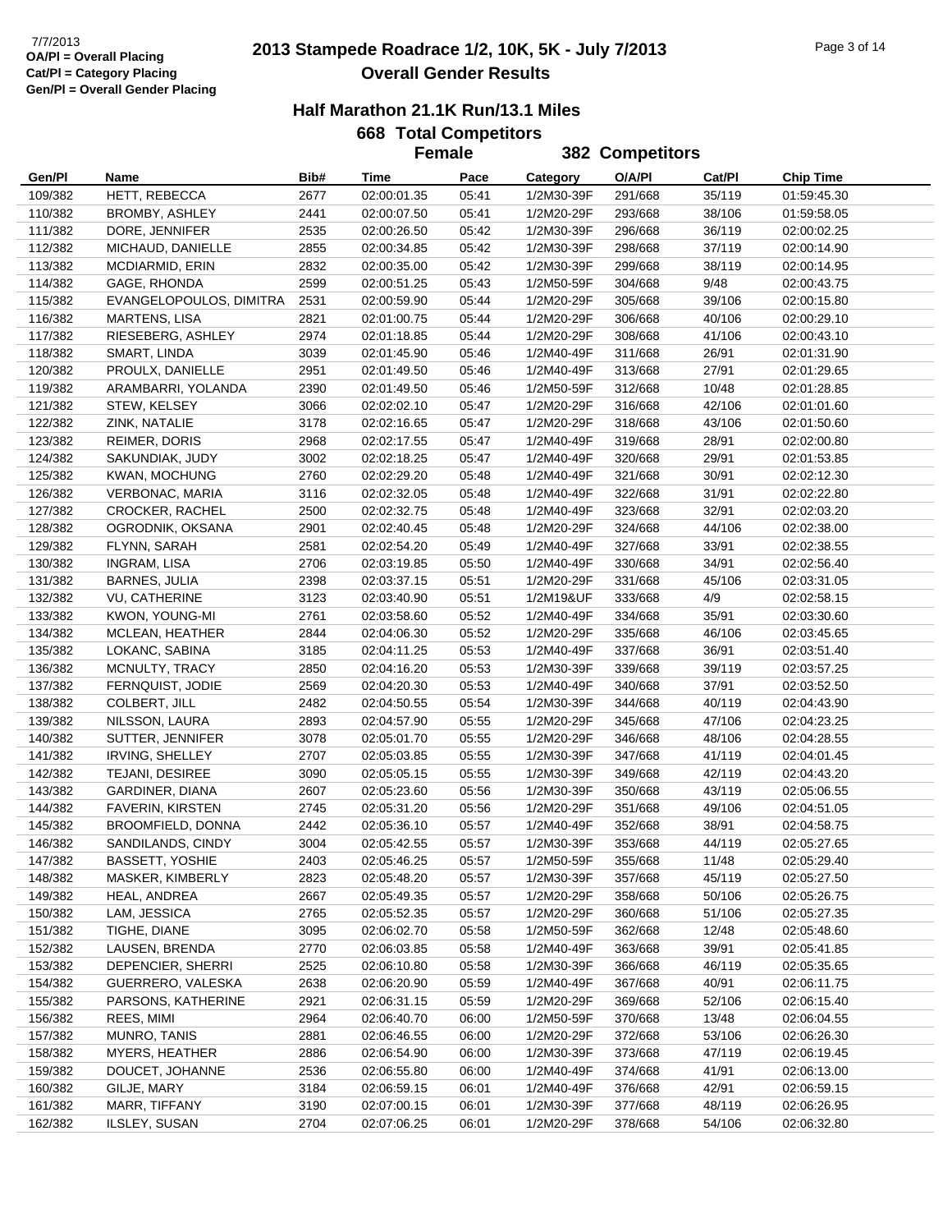7/7/2013
**OA/Pl = Overall Placing**
**Cat/Pl = Category Placing**
**Gen/Pl = Overall Gender Placing**

# 2013 Stampede Roadrace 1/2, 10K, 5K - July 7/2013
## Overall Gender Results

### Half Marathon 21.1K Run/13.1 Miles

**668 Total Competitors**

**Female** **382 Competitors**

| Gen/Pl | Name | Bib# | Time | Pace | Category | O/A/Pl | Cat/Pl | Chip Time |
|---|---|---|---|---|---|---|---|---|
| 109/382 | HETT, REBECCA | 2677 | 02:00:01.35 | 05:41 | 1/2M30-39F | 291/668 | 35/119 | 01:59:45.30 |
| 110/382 | BROMBY, ASHLEY | 2441 | 02:00:07.50 | 05:41 | 1/2M20-29F | 293/668 | 38/106 | 01:59:58.05 |
| 111/382 | DORE, JENNIFER | 2535 | 02:00:26.50 | 05:42 | 1/2M30-39F | 296/668 | 36/119 | 02:00:02.25 |
| 112/382 | MICHAUD, DANIELLE | 2855 | 02:00:34.85 | 05:42 | 1/2M30-39F | 298/668 | 37/119 | 02:00:14.90 |
| 113/382 | MCDIARMID, ERIN | 2832 | 02:00:35.00 | 05:42 | 1/2M30-39F | 299/668 | 38/119 | 02:00:14.95 |
| 114/382 | GAGE, RHONDA | 2599 | 02:00:51.25 | 05:43 | 1/2M50-59F | 304/668 | 9/48 | 02:00:43.75 |
| 115/382 | EVANGELOPOULOS, DIMITRA | 2531 | 02:00:59.90 | 05:44 | 1/2M20-29F | 305/668 | 39/106 | 02:00:15.80 |
| 116/382 | MARTENS, LISA | 2821 | 02:01:00.75 | 05:44 | 1/2M20-29F | 306/668 | 40/106 | 02:00:29.10 |
| 117/382 | RIESEBERG, ASHLEY | 2974 | 02:01:18.85 | 05:44 | 1/2M20-29F | 308/668 | 41/106 | 02:00:43.10 |
| 118/382 | SMART, LINDA | 3039 | 02:01:45.90 | 05:46 | 1/2M40-49F | 311/668 | 26/91 | 02:01:31.90 |
| 120/382 | PROULX, DANIELLE | 2951 | 02:01:49.50 | 05:46 | 1/2M40-49F | 313/668 | 27/91 | 02:01:29.65 |
| 119/382 | ARAMBARRI, YOLANDA | 2390 | 02:01:49.50 | 05:46 | 1/2M50-59F | 312/668 | 10/48 | 02:01:28.85 |
| 121/382 | STEW, KELSEY | 3066 | 02:02:02.10 | 05:47 | 1/2M20-29F | 316/668 | 42/106 | 02:01:01.60 |
| 122/382 | ZINK, NATALIE | 3178 | 02:02:16.65 | 05:47 | 1/2M20-29F | 318/668 | 43/106 | 02:01:50.60 |
| 123/382 | REIMER, DORIS | 2968 | 02:02:17.55 | 05:47 | 1/2M40-49F | 319/668 | 28/91 | 02:02:00.80 |
| 124/382 | SAKUNDIAK, JUDY | 3002 | 02:02:18.25 | 05:47 | 1/2M40-49F | 320/668 | 29/91 | 02:01:53.85 |
| 125/382 | KWAN, MOCHUNG | 2760 | 02:02:29.20 | 05:48 | 1/2M40-49F | 321/668 | 30/91 | 02:02:12.30 |
| 126/382 | VERBONAC, MARIA | 3116 | 02:02:32.05 | 05:48 | 1/2M40-49F | 322/668 | 31/91 | 02:02:22.80 |
| 127/382 | CROCKER, RACHEL | 2500 | 02:02:32.75 | 05:48 | 1/2M40-49F | 323/668 | 32/91 | 02:02:03.20 |
| 128/382 | OGRODNIK, OKSANA | 2901 | 02:02:40.45 | 05:48 | 1/2M20-29F | 324/668 | 44/106 | 02:02:38.00 |
| 129/382 | FLYNN, SARAH | 2581 | 02:02:54.20 | 05:49 | 1/2M40-49F | 327/668 | 33/91 | 02:02:38.55 |
| 130/382 | INGRAM, LISA | 2706 | 02:03:19.85 | 05:50 | 1/2M40-49F | 330/668 | 34/91 | 02:02:56.40 |
| 131/382 | BARNES, JULIA | 2398 | 02:03:37.15 | 05:51 | 1/2M20-29F | 331/668 | 45/106 | 02:03:31.05 |
| 132/382 | VU, CATHERINE | 3123 | 02:03:40.90 | 05:51 | 1/2M19&UF | 333/668 | 4/9 | 02:02:58.15 |
| 133/382 | KWON, YOUNG-MI | 2761 | 02:03:58.60 | 05:52 | 1/2M40-49F | 334/668 | 35/91 | 02:03:30.60 |
| 134/382 | MCLEAN, HEATHER | 2844 | 02:04:06.30 | 05:52 | 1/2M20-29F | 335/668 | 46/106 | 02:03:45.65 |
| 135/382 | LOKANC, SABINA | 3185 | 02:04:11.25 | 05:53 | 1/2M40-49F | 337/668 | 36/91 | 02:03:51.40 |
| 136/382 | MCNULTY, TRACY | 2850 | 02:04:16.20 | 05:53 | 1/2M30-39F | 339/668 | 39/119 | 02:03:57.25 |
| 137/382 | FERNQUIST, JODIE | 2569 | 02:04:20.30 | 05:53 | 1/2M40-49F | 340/668 | 37/91 | 02:03:52.50 |
| 138/382 | COLBERT, JILL | 2482 | 02:04:50.55 | 05:54 | 1/2M30-39F | 344/668 | 40/119 | 02:04:43.90 |
| 139/382 | NILSSON, LAURA | 2893 | 02:04:57.90 | 05:55 | 1/2M20-29F | 345/668 | 47/106 | 02:04:23.25 |
| 140/382 | SUTTER, JENNIFER | 3078 | 02:05:01.70 | 05:55 | 1/2M20-29F | 346/668 | 48/106 | 02:04:28.55 |
| 141/382 | IRVING, SHELLEY | 2707 | 02:05:03.85 | 05:55 | 1/2M30-39F | 347/668 | 41/119 | 02:04:01.45 |
| 142/382 | TEJANI, DESIREE | 3090 | 02:05:05.15 | 05:55 | 1/2M30-39F | 349/668 | 42/119 | 02:04:43.20 |
| 143/382 | GARDINER, DIANA | 2607 | 02:05:23.60 | 05:56 | 1/2M30-39F | 350/668 | 43/119 | 02:05:06.55 |
| 144/382 | FAVERIN, KIRSTEN | 2745 | 02:05:31.20 | 05:56 | 1/2M20-29F | 351/668 | 49/106 | 02:04:51.05 |
| 145/382 | BROOMFIELD, DONNA | 2442 | 02:05:36.10 | 05:57 | 1/2M40-49F | 352/668 | 38/91 | 02:04:58.75 |
| 146/382 | SANDILANDS, CINDY | 3004 | 02:05:42.55 | 05:57 | 1/2M30-39F | 353/668 | 44/119 | 02:05:27.65 |
| 147/382 | BASSETT, YOSHIE | 2403 | 02:05:46.25 | 05:57 | 1/2M50-59F | 355/668 | 11/48 | 02:05:29.40 |
| 148/382 | MASKER, KIMBERLY | 2823 | 02:05:48.20 | 05:57 | 1/2M30-39F | 357/668 | 45/119 | 02:05:27.50 |
| 149/382 | HEAL, ANDREA | 2667 | 02:05:49.35 | 05:57 | 1/2M20-29F | 358/668 | 50/106 | 02:05:26.75 |
| 150/382 | LAM, JESSICA | 2765 | 02:05:52.35 | 05:57 | 1/2M20-29F | 360/668 | 51/106 | 02:05:27.35 |
| 151/382 | TIGHE, DIANE | 3095 | 02:06:02.70 | 05:58 | 1/2M50-59F | 362/668 | 12/48 | 02:05:48.60 |
| 152/382 | LAUSEN, BRENDA | 2770 | 02:06:03.85 | 05:58 | 1/2M40-49F | 363/668 | 39/91 | 02:05:41.85 |
| 153/382 | DEPENCIER, SHERRI | 2525 | 02:06:10.80 | 05:58 | 1/2M30-39F | 366/668 | 46/119 | 02:05:35.65 |
| 154/382 | GUERRERO, VALESKA | 2638 | 02:06:20.90 | 05:59 | 1/2M40-49F | 367/668 | 40/91 | 02:06:11.75 |
| 155/382 | PARSONS, KATHERINE | 2921 | 02:06:31.15 | 05:59 | 1/2M20-29F | 369/668 | 52/106 | 02:06:15.40 |
| 156/382 | REES, MIMI | 2964 | 02:06:40.70 | 06:00 | 1/2M50-59F | 370/668 | 13/48 | 02:06:04.55 |
| 157/382 | MUNRO, TANIS | 2881 | 02:06:46.55 | 06:00 | 1/2M20-29F | 372/668 | 53/106 | 02:06:26.30 |
| 158/382 | MYERS, HEATHER | 2886 | 02:06:54.90 | 06:00 | 1/2M30-39F | 373/668 | 47/119 | 02:06:19.45 |
| 159/382 | DOUCET, JOHANNE | 2536 | 02:06:55.80 | 06:00 | 1/2M40-49F | 374/668 | 41/91 | 02:06:13.00 |
| 160/382 | GILJE, MARY | 3184 | 02:06:59.15 | 06:01 | 1/2M40-49F | 376/668 | 42/91 | 02:06:59.15 |
| 161/382 | MARR, TIFFANY | 3190 | 02:07:00.15 | 06:01 | 1/2M30-39F | 377/668 | 48/119 | 02:06:26.95 |
| 162/382 | ILSLEY, SUSAN | 2704 | 02:07:06.25 | 06:01 | 1/2M20-29F | 378/668 | 54/106 | 02:06:32.80 |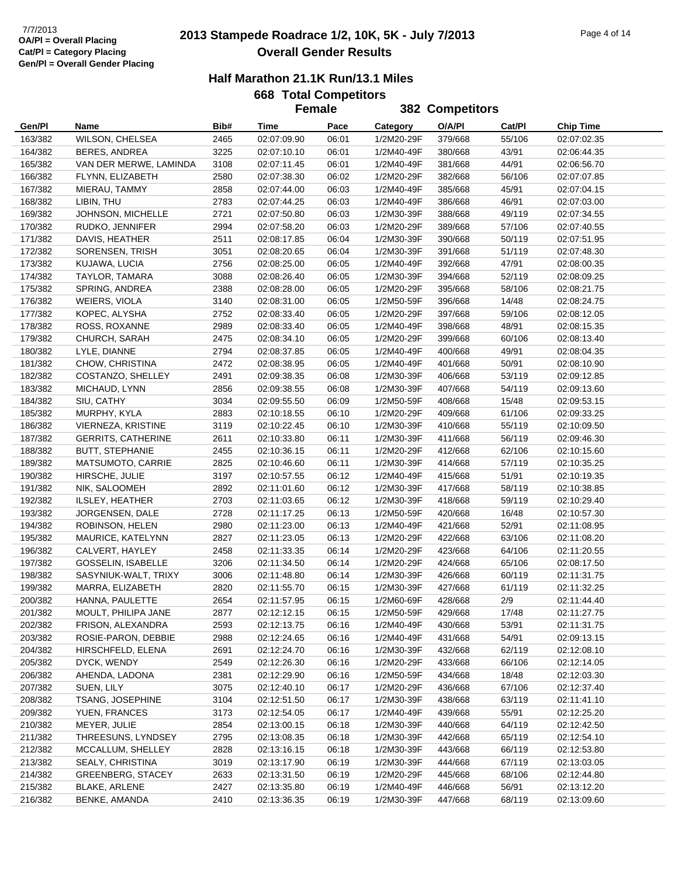7/7/2013
**OA/Pl = Overall Placing**
**Cat/Pl = Category Placing**
**Gen/Pl = Overall Gender Placing**

# 2013 Stampede Roadrace 1/2, 10K, 5K - July 7/2013

## Overall Gender Results

### Half Marathon 21.1K Run/13.1 Miles

**668 Total Competitors**

**Female 382 Competitors**

| Gen/Pl | Name | Bib# | Time | Pace | Category | O/A/Pl | Cat/Pl | Chip Time |
|---|---|---|---|---|---|---|---|---|
| 163/382 | WILSON, CHELSEA | 2465 | 02:07:09.90 | 06:01 | 1/2M20-29F | 379/668 | 55/106 | 02:07:02.35 |
| 164/382 | BERES, ANDREA | 3225 | 02:07:10.10 | 06:01 | 1/2M40-49F | 380/668 | 43/91 | 02:06:44.35 |
| 165/382 | VAN DER MERWE, LAMINDA | 3108 | 02:07:11.45 | 06:01 | 1/2M40-49F | 381/668 | 44/91 | 02:06:56.70 |
| 166/382 | FLYNN, ELIZABETH | 2580 | 02:07:38.30 | 06:02 | 1/2M20-29F | 382/668 | 56/106 | 02:07:07.85 |
| 167/382 | MIERAU, TAMMY | 2858 | 02:07:44.00 | 06:03 | 1/2M40-49F | 385/668 | 45/91 | 02:07:04.15 |
| 168/382 | LIBIN, THU | 2783 | 02:07:44.25 | 06:03 | 1/2M40-49F | 386/668 | 46/91 | 02:07:03.00 |
| 169/382 | JOHNSON, MICHELLE | 2721 | 02:07:50.80 | 06:03 | 1/2M30-39F | 388/668 | 49/119 | 02:07:34.55 |
| 170/382 | RUDKO, JENNIFER | 2994 | 02:07:58.20 | 06:03 | 1/2M20-29F | 389/668 | 57/106 | 02:07:40.55 |
| 171/382 | DAVIS, HEATHER | 2511 | 02:08:17.85 | 06:04 | 1/2M30-39F | 390/668 | 50/119 | 02:07:51.95 |
| 172/382 | SORENSEN, TRISH | 3051 | 02:08:20.65 | 06:04 | 1/2M30-39F | 391/668 | 51/119 | 02:07:48.30 |
| 173/382 | KUJAWA, LUCIA | 2756 | 02:08:25.00 | 06:05 | 1/2M40-49F | 392/668 | 47/91 | 02:08:00.35 |
| 174/382 | TAYLOR, TAMARA | 3088 | 02:08:26.40 | 06:05 | 1/2M30-39F | 394/668 | 52/119 | 02:08:09.25 |
| 175/382 | SPRING, ANDREA | 2388 | 02:08:28.00 | 06:05 | 1/2M20-29F | 395/668 | 58/106 | 02:08:21.75 |
| 176/382 | WEIERS, VIOLA | 3140 | 02:08:31.00 | 06:05 | 1/2M50-59F | 396/668 | 14/48 | 02:08:24.75 |
| 177/382 | KOPEC, ALYSHA | 2752 | 02:08:33.40 | 06:05 | 1/2M20-29F | 397/668 | 59/106 | 02:08:12.05 |
| 178/382 | ROSS, ROXANNE | 2989 | 02:08:33.40 | 06:05 | 1/2M40-49F | 398/668 | 48/91 | 02:08:15.35 |
| 179/382 | CHURCH, SARAH | 2475 | 02:08:34.10 | 06:05 | 1/2M20-29F | 399/668 | 60/106 | 02:08:13.40 |
| 180/382 | LYLE, DIANNE | 2794 | 02:08:37.85 | 06:05 | 1/2M40-49F | 400/668 | 49/91 | 02:08:04.35 |
| 181/382 | CHOW, CHRISTINA | 2472 | 02:08:38.95 | 06:05 | 1/2M40-49F | 401/668 | 50/91 | 02:08:10.90 |
| 182/382 | COSTANZO, SHELLEY | 2491 | 02:09:38.35 | 06:08 | 1/2M30-39F | 406/668 | 53/119 | 02:09:12.85 |
| 183/382 | MICHAUD, LYNN | 2856 | 02:09:38.55 | 06:08 | 1/2M30-39F | 407/668 | 54/119 | 02:09:13.60 |
| 184/382 | SIU, CATHY | 3034 | 02:09:55.50 | 06:09 | 1/2M50-59F | 408/668 | 15/48 | 02:09:53.15 |
| 185/382 | MURPHY, KYLA | 2883 | 02:10:18.55 | 06:10 | 1/2M20-29F | 409/668 | 61/106 | 02:09:33.25 |
| 186/382 | VIERNEZA, KRISTINE | 3119 | 02:10:22.45 | 06:10 | 1/2M30-39F | 410/668 | 55/119 | 02:10:09.50 |
| 187/382 | GERRITS, CATHERINE | 2611 | 02:10:33.80 | 06:11 | 1/2M30-39F | 411/668 | 56/119 | 02:09:46.30 |
| 188/382 | BUTT, STEPHANIE | 2455 | 02:10:36.15 | 06:11 | 1/2M20-29F | 412/668 | 62/106 | 02:10:15.60 |
| 189/382 | MATSUMOTO, CARRIE | 2825 | 02:10:46.60 | 06:11 | 1/2M30-39F | 414/668 | 57/119 | 02:10:35.25 |
| 190/382 | HIRSCHE, JULIE | 3197 | 02:10:57.55 | 06:12 | 1/2M40-49F | 415/668 | 51/91 | 02:10:19.35 |
| 191/382 | NIK, SALOOMEH | 2892 | 02:11:01.60 | 06:12 | 1/2M30-39F | 417/668 | 58/119 | 02:10:38.85 |
| 192/382 | ILSLEY, HEATHER | 2703 | 02:11:03.65 | 06:12 | 1/2M30-39F | 418/668 | 59/119 | 02:10:29.40 |
| 193/382 | JORGENSEN, DALE | 2728 | 02:11:17.25 | 06:13 | 1/2M50-59F | 420/668 | 16/48 | 02:10:57.30 |
| 194/382 | ROBINSON, HELEN | 2980 | 02:11:23.00 | 06:13 | 1/2M40-49F | 421/668 | 52/91 | 02:11:08.95 |
| 195/382 | MAURICE, KATELYNN | 2827 | 02:11:23.05 | 06:13 | 1/2M20-29F | 422/668 | 63/106 | 02:11:08.20 |
| 196/382 | CALVERT, HAYLEY | 2458 | 02:11:33.35 | 06:14 | 1/2M20-29F | 423/668 | 64/106 | 02:11:20.55 |
| 197/382 | GOSSELIN, ISABELLE | 3206 | 02:11:34.50 | 06:14 | 1/2M20-29F | 424/668 | 65/106 | 02:08:17.50 |
| 198/382 | SASYNIUK-WALT, TRIXY | 3006 | 02:11:48.80 | 06:14 | 1/2M30-39F | 426/668 | 60/119 | 02:11:31.75 |
| 199/382 | MARRA, ELIZABETH | 2820 | 02:11:55.70 | 06:15 | 1/2M30-39F | 427/668 | 61/119 | 02:11:32.25 |
| 200/382 | HANNA, PAULETTE | 2654 | 02:11:57.95 | 06:15 | 1/2M60-69F | 428/668 | 2/9 | 02:11:44.40 |
| 201/382 | MOULT, PHILIPA JANE | 2877 | 02:12:12.15 | 06:15 | 1/2M50-59F | 429/668 | 17/48 | 02:11:27.75 |
| 202/382 | FRISON, ALEXANDRA | 2593 | 02:12:13.75 | 06:16 | 1/2M40-49F | 430/668 | 53/91 | 02:11:31.75 |
| 203/382 | ROSIE-PARON, DEBBIE | 2988 | 02:12:24.65 | 06:16 | 1/2M40-49F | 431/668 | 54/91 | 02:09:13.15 |
| 204/382 | HIRSCHFELD, ELENA | 2691 | 02:12:24.70 | 06:16 | 1/2M30-39F | 432/668 | 62/119 | 02:12:08.10 |
| 205/382 | DYCK, WENDY | 2549 | 02:12:26.30 | 06:16 | 1/2M20-29F | 433/668 | 66/106 | 02:12:14.05 |
| 206/382 | AHENDA, LADONA | 2381 | 02:12:29.90 | 06:16 | 1/2M50-59F | 434/668 | 18/48 | 02:12:03.30 |
| 207/382 | SUEN, LILY | 3075 | 02:12:40.10 | 06:17 | 1/2M20-29F | 436/668 | 67/106 | 02:12:37.40 |
| 208/382 | TSANG, JOSEPHINE | 3104 | 02:12:51.50 | 06:17 | 1/2M30-39F | 438/668 | 63/119 | 02:11:41.10 |
| 209/382 | YUEN, FRANCES | 3173 | 02:12:54.05 | 06:17 | 1/2M40-49F | 439/668 | 55/91 | 02:12:25.20 |
| 210/382 | MEYER, JULIE | 2854 | 02:13:00.15 | 06:18 | 1/2M30-39F | 440/668 | 64/119 | 02:12:42.50 |
| 211/382 | THREESUNS, LYNDSEY | 2795 | 02:13:08.35 | 06:18 | 1/2M30-39F | 442/668 | 65/119 | 02:12:54.10 |
| 212/382 | MCCALLUM, SHELLEY | 2828 | 02:13:16.15 | 06:18 | 1/2M30-39F | 443/668 | 66/119 | 02:12:53.80 |
| 213/382 | SEALY, CHRISTINA | 3019 | 02:13:17.90 | 06:19 | 1/2M30-39F | 444/668 | 67/119 | 02:13:03.05 |
| 214/382 | GREENBERG, STACEY | 2633 | 02:13:31.50 | 06:19 | 1/2M20-29F | 445/668 | 68/106 | 02:12:44.80 |
| 215/382 | BLAKE, ARLENE | 2427 | 02:13:35.80 | 06:19 | 1/2M40-49F | 446/668 | 56/91 | 02:13:12.20 |
| 216/382 | BENKE, AMANDA | 2410 | 02:13:36.35 | 06:19 | 1/2M30-39F | 447/668 | 68/119 | 02:13:09.60 |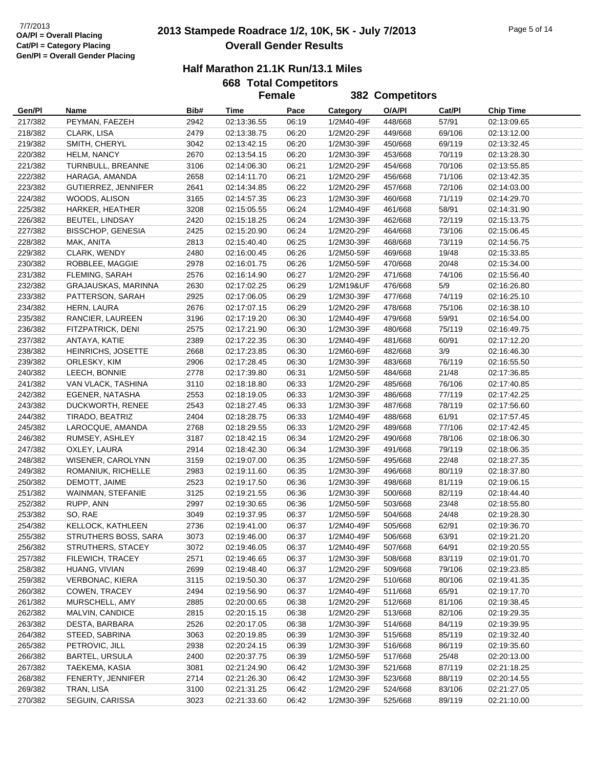7/7/2013
**OA/Pl = Overall Placing**
**Cat/Pl = Category Placing**
**Gen/Pl = Overall Gender Placing**

# 2013 Stampede Roadrace 1/2, 10K, 5K - July 7/2013
## Overall Gender Results

### Half Marathon 21.1K Run/13.1 Miles
### 668 Total Competitors
### Female 382 Competitors

| Gen/Pl | Name | Bib# | Time | Pace | Category | O/A/Pl | Cat/Pl | Chip Time |
|---|---|---|---|---|---|---|---|---|
| 217/382 | PEYMAN, FAEZEH | 2942 | 02:13:36.55 | 06:19 | 1/2M40-49F | 448/668 | 57/91 | 02:13:09.65 |
| 218/382 | CLARK, LISA | 2479 | 02:13:38.75 | 06:20 | 1/2M20-29F | 449/668 | 69/106 | 02:13:12.00 |
| 219/382 | SMITH, CHERYL | 3042 | 02:13:42.15 | 06:20 | 1/2M30-39F | 450/668 | 69/119 | 02:13:32.45 |
| 220/382 | HELM, NANCY | 2670 | 02:13:54.15 | 06:20 | 1/2M30-39F | 453/668 | 70/119 | 02:13:28.30 |
| 221/382 | TURNBULL, BREANNE | 3106 | 02:14:06.30 | 06:21 | 1/2M20-29F | 454/668 | 70/106 | 02:13:55.85 |
| 222/382 | HARAGA, AMANDA | 2658 | 02:14:11.70 | 06:21 | 1/2M20-29F | 456/668 | 71/106 | 02:13:42.35 |
| 223/382 | GUTIERREZ, JENNIFER | 2641 | 02:14:34.85 | 06:22 | 1/2M20-29F | 457/668 | 72/106 | 02:14:03.00 |
| 224/382 | WOODS, ALISON | 3165 | 02:14:57.35 | 06:23 | 1/2M30-39F | 460/668 | 71/119 | 02:14:29.70 |
| 225/382 | HARKER, HEATHER | 3208 | 02:15:05.55 | 06:24 | 1/2M40-49F | 461/668 | 58/91 | 02:14:31.90 |
| 226/382 | BEUTEL, LINDSAY | 2420 | 02:15:18.25 | 06:24 | 1/2M30-39F | 462/668 | 72/119 | 02:15:13.75 |
| 227/382 | BISSCHOP, GENESIA | 2425 | 02:15:20.90 | 06:24 | 1/2M20-29F | 464/668 | 73/106 | 02:15:06.45 |
| 228/382 | MAK, ANITA | 2813 | 02:15:40.40 | 06:25 | 1/2M30-39F | 468/668 | 73/119 | 02:14:56.75 |
| 229/382 | CLARK, WENDY | 2480 | 02:16:00.45 | 06:26 | 1/2M50-59F | 469/668 | 19/48 | 02:15:33.85 |
| 230/382 | ROBBLEE, MAGGIE | 2978 | 02:16:01.75 | 06:26 | 1/2M50-59F | 470/668 | 20/48 | 02:15:34.00 |
| 231/382 | FLEMING, SARAH | 2576 | 02:16:14.90 | 06:27 | 1/2M20-29F | 471/668 | 74/106 | 02:15:56.40 |
| 232/382 | GRAJAUSKAS, MARINNA | 2630 | 02:17:02.25 | 06:29 | 1/2M19&UF | 476/668 | 5/9 | 02:16:26.80 |
| 233/382 | PATTERSON, SARAH | 2925 | 02:17:06.05 | 06:29 | 1/2M30-39F | 477/668 | 74/119 | 02:16:25.10 |
| 234/382 | HERN, LAURA | 2676 | 02:17:07.15 | 06:29 | 1/2M20-29F | 478/668 | 75/106 | 02:16:38.10 |
| 235/382 | RANCIER, LAUREEN | 3196 | 02:17:19.20 | 06:30 | 1/2M40-49F | 479/668 | 59/91 | 02:16:54.00 |
| 236/382 | FITZPATRICK, DENI | 2575 | 02:17:21.90 | 06:30 | 1/2M30-39F | 480/668 | 75/119 | 02:16:49.75 |
| 237/382 | ANTAYA, KATIE | 2389 | 02:17:22.35 | 06:30 | 1/2M40-49F | 481/668 | 60/91 | 02:17:12.20 |
| 238/382 | HEINRICHS, JOSETTE | 2668 | 02:17:23.85 | 06:30 | 1/2M60-69F | 482/668 | 3/9 | 02:16:46.30 |
| 239/382 | ORLESKY, KIM | 2906 | 02:17:28.45 | 06:30 | 1/2M30-39F | 483/668 | 76/119 | 02:16:55.50 |
| 240/382 | LEECH, BONNIE | 2778 | 02:17:39.80 | 06:31 | 1/2M50-59F | 484/668 | 21/48 | 02:17:36.85 |
| 241/382 | VAN VLACK, TASHINA | 3110 | 02:18:18.80 | 06:33 | 1/2M20-29F | 485/668 | 76/106 | 02:17:40.85 |
| 242/382 | EGENER, NATASHA | 2553 | 02:18:19.05 | 06:33 | 1/2M30-39F | 486/668 | 77/119 | 02:17:42.25 |
| 243/382 | DUCKWORTH, RENEE | 2543 | 02:18:27.45 | 06:33 | 1/2M30-39F | 487/668 | 78/119 | 02:17:56.60 |
| 244/382 | TIRADO, BEATRIZ | 2404 | 02:18:28.75 | 06:33 | 1/2M40-49F | 488/668 | 61/91 | 02:17:57.45 |
| 245/382 | LAROCQUE, AMANDA | 2768 | 02:18:29.55 | 06:33 | 1/2M20-29F | 489/668 | 77/106 | 02:17:42.45 |
| 246/382 | RUMSEY, ASHLEY | 3187 | 02:18:42.15 | 06:34 | 1/2M20-29F | 490/668 | 78/106 | 02:18:06.30 |
| 247/382 | OXLEY, LAURA | 2914 | 02:18:42.30 | 06:34 | 1/2M30-39F | 491/668 | 79/119 | 02:18:06.35 |
| 248/382 | WISENER, CAROLYNN | 3159 | 02:19:07.00 | 06:35 | 1/2M50-59F | 495/668 | 22/48 | 02:18:27.35 |
| 249/382 | ROMANIUK, RICHELLE | 2983 | 02:19:11.60 | 06:35 | 1/2M30-39F | 496/668 | 80/119 | 02:18:37.80 |
| 250/382 | DEMOTT, JAIME | 2523 | 02:19:17.50 | 06:36 | 1/2M30-39F | 498/668 | 81/119 | 02:19:06.15 |
| 251/382 | WAINMAN, STEFANIE | 3125 | 02:19:21.55 | 06:36 | 1/2M30-39F | 500/668 | 82/119 | 02:18:44.40 |
| 252/382 | RUPP, ANN | 2997 | 02:19:30.65 | 06:36 | 1/2M50-59F | 503/668 | 23/48 | 02:18:55.80 |
| 253/382 | SO, RAE | 3049 | 02:19:37.95 | 06:37 | 1/2M50-59F | 504/668 | 24/48 | 02:19:28.30 |
| 254/382 | KELLOCK, KATHLEEN | 2736 | 02:19:41.00 | 06:37 | 1/2M40-49F | 505/668 | 62/91 | 02:19:36.70 |
| 255/382 | STRUTHERS BOSS, SARA | 3073 | 02:19:46.00 | 06:37 | 1/2M40-49F | 506/668 | 63/91 | 02:19:21.20 |
| 256/382 | STRUTHERS, STACEY | 3072 | 02:19:46.05 | 06:37 | 1/2M40-49F | 507/668 | 64/91 | 02:19:20.55 |
| 257/382 | FILEWICH, TRACEY | 2571 | 02:19:46.65 | 06:37 | 1/2M30-39F | 508/668 | 83/119 | 02:19:01.70 |
| 258/382 | HUANG, VIVIAN | 2699 | 02:19:48.40 | 06:37 | 1/2M20-29F | 509/668 | 79/106 | 02:19:23.85 |
| 259/382 | VERBONAC, KIERA | 3115 | 02:19:50.30 | 06:37 | 1/2M20-29F | 510/668 | 80/106 | 02:19:41.35 |
| 260/382 | COWEN, TRACEY | 2494 | 02:19:56.90 | 06:37 | 1/2M40-49F | 511/668 | 65/91 | 02:19:17.70 |
| 261/382 | MURSCHELL, AMY | 2885 | 02:20:00.65 | 06:38 | 1/2M20-29F | 512/668 | 81/106 | 02:19:38.45 |
| 262/382 | MALVIN, CANDICE | 2815 | 02:20:15.15 | 06:38 | 1/2M20-29F | 513/668 | 82/106 | 02:19:29.35 |
| 263/382 | DESTA, BARBARA | 2526 | 02:20:17.05 | 06:38 | 1/2M30-39F | 514/668 | 84/119 | 02:19:39.95 |
| 264/382 | STEED, SABRINA | 3063 | 02:20:19.85 | 06:39 | 1/2M30-39F | 515/668 | 85/119 | 02:19:32.40 |
| 265/382 | PETROVIC, JILL | 2938 | 02:20:24.15 | 06:39 | 1/2M30-39F | 516/668 | 86/119 | 02:19:35.60 |
| 266/382 | BARTEL, URSULA | 2400 | 02:20:37.75 | 06:39 | 1/2M50-59F | 517/668 | 25/48 | 02:20:13.00 |
| 267/382 | TAEKEMA, KASIA | 3081 | 02:21:24.90 | 06:42 | 1/2M30-39F | 521/668 | 87/119 | 02:21:18.25 |
| 268/382 | FENERTY, JENNIFER | 2714 | 02:21:26.30 | 06:42 | 1/2M30-39F | 523/668 | 88/119 | 02:20:14.55 |
| 269/382 | TRAN, LISA | 3100 | 02:21:31.25 | 06:42 | 1/2M20-29F | 524/668 | 83/106 | 02:21:27.05 |
| 270/382 | SEGUIN, CARISSA | 3023 | 02:21:33.60 | 06:42 | 1/2M30-39F | 525/668 | 89/119 | 02:21:10.00 |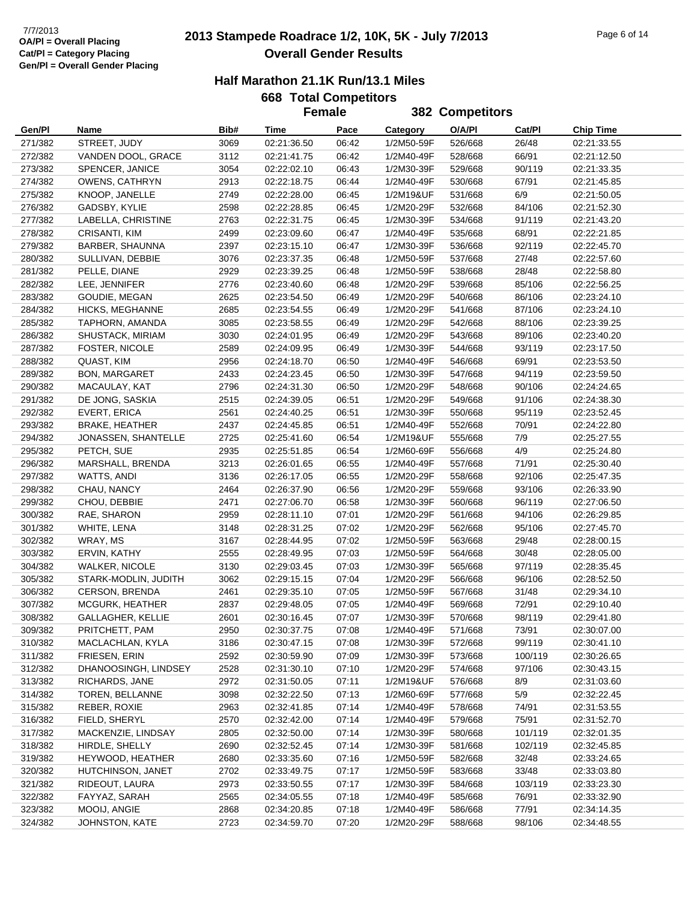7/7/2013
OA/Pl = Overall Placing
Cat/Pl = Category Placing
Gen/Pl = Overall Gender Placing

# 2013 Stampede Roadrace 1/2, 10K, 5K - July 7/2013

## Overall Gender Results

### Half Marathon 21.1K Run/13.1 Miles

**668 Total Competitors**

**Female 382 Competitors**

| Gen/Pl | Name | Bib# | Time | Pace | Category | O/A/Pl | Cat/Pl | Chip Time |
|---|---|---|---|---|---|---|---|---|
| 271/382 | STREET, JUDY | 3069 | 02:21:36.50 | 06:42 | 1/2M50-59F | 526/668 | 26/48 | 02:21:33.55 |
| 272/382 | VANDEN DOOL, GRACE | 3112 | 02:21:41.75 | 06:42 | 1/2M40-49F | 528/668 | 66/91 | 02:21:12.50 |
| 273/382 | SPENCER, JANICE | 3054 | 02:22:02.10 | 06:43 | 1/2M30-39F | 529/668 | 90/119 | 02:21:33.35 |
| 274/382 | OWENS, CATHRYN | 2913 | 02:22:18.75 | 06:44 | 1/2M40-49F | 530/668 | 67/91 | 02:21:45.85 |
| 275/382 | KNOOP, JANELLE | 2749 | 02:22:28.00 | 06:45 | 1/2M19&UF | 531/668 | 6/9 | 02:21:50.05 |
| 276/382 | GADSBY, KYLIE | 2598 | 02:22:28.85 | 06:45 | 1/2M20-29F | 532/668 | 84/106 | 02:21:52.30 |
| 277/382 | LABELLA, CHRISTINE | 2763 | 02:22:31.75 | 06:45 | 1/2M30-39F | 534/668 | 91/119 | 02:21:43.20 |
| 278/382 | CRISANTI, KIM | 2499 | 02:23:09.60 | 06:47 | 1/2M40-49F | 535/668 | 68/91 | 02:22:21.85 |
| 279/382 | BARBER, SHAUNNA | 2397 | 02:23:15.10 | 06:47 | 1/2M30-39F | 536/668 | 92/119 | 02:22:45.70 |
| 280/382 | SULLIVAN, DEBBIE | 3076 | 02:23:37.35 | 06:48 | 1/2M50-59F | 537/668 | 27/48 | 02:22:57.60 |
| 281/382 | PELLE, DIANE | 2929 | 02:23:39.25 | 06:48 | 1/2M50-59F | 538/668 | 28/48 | 02:22:58.80 |
| 282/382 | LEE, JENNIFER | 2776 | 02:23:40.60 | 06:48 | 1/2M20-29F | 539/668 | 85/106 | 02:22:56.25 |
| 283/382 | GOUDIE, MEGAN | 2625 | 02:23:54.50 | 06:49 | 1/2M20-29F | 540/668 | 86/106 | 02:23:24.10 |
| 284/382 | HICKS, MEGHANNE | 2685 | 02:23:54.55 | 06:49 | 1/2M20-29F | 541/668 | 87/106 | 02:23:24.10 |
| 285/382 | TAPHORN, AMANDA | 3085 | 02:23:58.55 | 06:49 | 1/2M20-29F | 542/668 | 88/106 | 02:23:39.25 |
| 286/382 | SHUSTACK, MIRIAM | 3030 | 02:24:01.95 | 06:49 | 1/2M20-29F | 543/668 | 89/106 | 02:23:40.20 |
| 287/382 | FOSTER, NICOLE | 2589 | 02:24:09.95 | 06:49 | 1/2M30-39F | 544/668 | 93/119 | 02:23:17.50 |
| 288/382 | QUAST, KIM | 2956 | 02:24:18.70 | 06:50 | 1/2M40-49F | 546/668 | 69/91 | 02:23:53.50 |
| 289/382 | BON, MARGARET | 2433 | 02:24:23.45 | 06:50 | 1/2M30-39F | 547/668 | 94/119 | 02:23:59.50 |
| 290/382 | MACAULAY, KAT | 2796 | 02:24:31.30 | 06:50 | 1/2M20-29F | 548/668 | 90/106 | 02:24:24.65 |
| 291/382 | DE JONG, SASKIA | 2515 | 02:24:39.05 | 06:51 | 1/2M20-29F | 549/668 | 91/106 | 02:24:38.30 |
| 292/382 | EVERT, ERICA | 2561 | 02:24:40.25 | 06:51 | 1/2M30-39F | 550/668 | 95/119 | 02:23:52.45 |
| 293/382 | BRAKE, HEATHER | 2437 | 02:24:45.85 | 06:51 | 1/2M40-49F | 552/668 | 70/91 | 02:24:22.80 |
| 294/382 | JONASSEN, SHANTELLE | 2725 | 02:25:41.60 | 06:54 | 1/2M19&UF | 555/668 | 7/9 | 02:25:27.55 |
| 295/382 | PETCH, SUE | 2935 | 02:25:51.85 | 06:54 | 1/2M60-69F | 556/668 | 4/9 | 02:25:24.80 |
| 296/382 | MARSHALL, BRENDA | 3213 | 02:26:01.65 | 06:55 | 1/2M40-49F | 557/668 | 71/91 | 02:25:30.40 |
| 297/382 | WATTS, ANDI | 3136 | 02:26:17.05 | 06:55 | 1/2M20-29F | 558/668 | 92/106 | 02:25:47.35 |
| 298/382 | CHAU, NANCY | 2464 | 02:26:37.90 | 06:56 | 1/2M20-29F | 559/668 | 93/106 | 02:26:33.90 |
| 299/382 | CHOU, DEBBIE | 2471 | 02:27:06.70 | 06:58 | 1/2M30-39F | 560/668 | 96/119 | 02:27:06.50 |
| 300/382 | RAE, SHARON | 2959 | 02:28:11.10 | 07:01 | 1/2M20-29F | 561/668 | 94/106 | 02:26:29.85 |
| 301/382 | WHITE, LENA | 3148 | 02:28:31.25 | 07:02 | 1/2M20-29F | 562/668 | 95/106 | 02:27:45.70 |
| 302/382 | WRAY, MS | 3167 | 02:28:44.95 | 07:02 | 1/2M50-59F | 563/668 | 29/48 | 02:28:00.15 |
| 303/382 | ERVIN, KATHY | 2555 | 02:28:49.95 | 07:03 | 1/2M50-59F | 564/668 | 30/48 | 02:28:05.00 |
| 304/382 | WALKER, NICOLE | 3130 | 02:29:03.45 | 07:03 | 1/2M30-39F | 565/668 | 97/119 | 02:28:35.45 |
| 305/382 | STARK-MODLIN, JUDITH | 3062 | 02:29:15.15 | 07:04 | 1/2M20-29F | 566/668 | 96/106 | 02:28:52.50 |
| 306/382 | CERSON, BRENDA | 2461 | 02:29:35.10 | 07:05 | 1/2M50-59F | 567/668 | 31/48 | 02:29:34.10 |
| 307/382 | MCGURK, HEATHER | 2837 | 02:29:48.05 | 07:05 | 1/2M40-49F | 569/668 | 72/91 | 02:29:10.40 |
| 308/382 | GALLAGHER, KELLIE | 2601 | 02:30:16.45 | 07:07 | 1/2M30-39F | 570/668 | 98/119 | 02:29:41.80 |
| 309/382 | PRITCHETT, PAM | 2950 | 02:30:37.75 | 07:08 | 1/2M40-49F | 571/668 | 73/91 | 02:30:07.00 |
| 310/382 | MACLACHLAN, KYLA | 3186 | 02:30:47.15 | 07:08 | 1/2M30-39F | 572/668 | 99/119 | 02:30:41.10 |
| 311/382 | FRIESEN, ERIN | 2592 | 02:30:59.90 | 07:09 | 1/2M30-39F | 573/668 | 100/119 | 02:30:26.65 |
| 312/382 | DHANOOSINGH, LINDSEY | 2528 | 02:31:30.10 | 07:10 | 1/2M20-29F | 574/668 | 97/106 | 02:30:43.15 |
| 313/382 | RICHARDS, JANE | 2972 | 02:31:50.05 | 07:11 | 1/2M19&UF | 576/668 | 8/9 | 02:31:03.60 |
| 314/382 | TOREN, BELLANNE | 3098 | 02:32:22.50 | 07:13 | 1/2M60-69F | 577/668 | 5/9 | 02:32:22.45 |
| 315/382 | REBER, ROXIE | 2963 | 02:32:41.85 | 07:14 | 1/2M40-49F | 578/668 | 74/91 | 02:31:53.55 |
| 316/382 | FIELD, SHERYL | 2570 | 02:32:42.00 | 07:14 | 1/2M40-49F | 579/668 | 75/91 | 02:31:52.70 |
| 317/382 | MACKENZIE, LINDSAY | 2805 | 02:32:50.00 | 07:14 | 1/2M30-39F | 580/668 | 101/119 | 02:32:01.35 |
| 318/382 | HIRDLE, SHELLY | 2690 | 02:32:52.45 | 07:14 | 1/2M30-39F | 581/668 | 102/119 | 02:32:45.85 |
| 319/382 | HEYWOOD, HEATHER | 2680 | 02:33:35.60 | 07:16 | 1/2M50-59F | 582/668 | 32/48 | 02:33:24.65 |
| 320/382 | HUTCHINSON, JANET | 2702 | 02:33:49.75 | 07:17 | 1/2M50-59F | 583/668 | 33/48 | 02:33:03.80 |
| 321/382 | RIDEOUT, LAURA | 2973 | 02:33:50.55 | 07:17 | 1/2M30-39F | 584/668 | 103/119 | 02:33:23.30 |
| 322/382 | FAYYAZ, SARAH | 2565 | 02:34:05.55 | 07:18 | 1/2M40-49F | 585/668 | 76/91 | 02:33:32.90 |
| 323/382 | MOOIJ, ANGIE | 2868 | 02:34:20.85 | 07:18 | 1/2M40-49F | 586/668 | 77/91 | 02:34:14.35 |
| 324/382 | JOHNSTON, KATE | 2723 | 02:34:59.70 | 07:20 | 1/2M20-29F | 588/668 | 98/106 | 02:34:48.55 |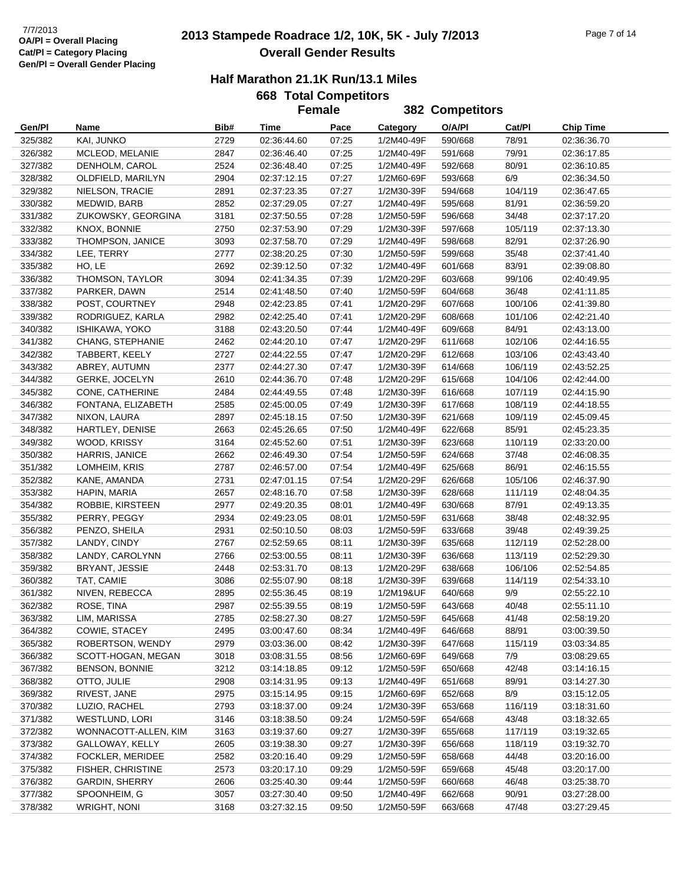7/7/2013
OA/Pl = Overall Placing
Cat/Pl = Category Placing
Gen/Pl = Overall Gender Placing

# 2013 Stampede Roadrace 1/2, 10K, 5K - July 7/2013
## Overall Gender Results

### Half Marathon 21.1K Run/13.1 Miles

**668 Total Competitors**

**Female 382 Competitors**

| Gen/Pl | Name | Bib# | Time | Pace | Category | O/A/Pl | Cat/Pl | Chip Time |
|---|---|---|---|---|---|---|---|---|
| 325/382 | KAI, JUNKO | 2729 | 02:36:44.60 | 07:25 | 1/2M40-49F | 590/668 | 78/91 | 02:36:36.70 |
| 326/382 | MCLEOD, MELANIE | 2847 | 02:36:46.40 | 07:25 | 1/2M40-49F | 591/668 | 79/91 | 02:36:17.85 |
| 327/382 | DENHOLM, CAROL | 2524 | 02:36:48.40 | 07:25 | 1/2M40-49F | 592/668 | 80/91 | 02:36:10.85 |
| 328/382 | OLDFIELD, MARILYN | 2904 | 02:37:12.15 | 07:27 | 1/2M60-69F | 593/668 | 6/9 | 02:36:34.50 |
| 329/382 | NIELSON, TRACIE | 2891 | 02:37:23.35 | 07:27 | 1/2M30-39F | 594/668 | 104/119 | 02:36:47.65 |
| 330/382 | MEDWID, BARB | 2852 | 02:37:29.05 | 07:27 | 1/2M40-49F | 595/668 | 81/91 | 02:36:59.20 |
| 331/382 | ZUKOWSKY, GEORGINA | 3181 | 02:37:50.55 | 07:28 | 1/2M50-59F | 596/668 | 34/48 | 02:37:17.20 |
| 332/382 | KNOX, BONNIE | 2750 | 02:37:53.90 | 07:29 | 1/2M30-39F | 597/668 | 105/119 | 02:37:13.30 |
| 333/382 | THOMPSON, JANICE | 3093 | 02:37:58.70 | 07:29 | 1/2M40-49F | 598/668 | 82/91 | 02:37:26.90 |
| 334/382 | LEE, TERRY | 2777 | 02:38:20.25 | 07:30 | 1/2M50-59F | 599/668 | 35/48 | 02:37:41.40 |
| 335/382 | HO, LE | 2692 | 02:39:12.50 | 07:32 | 1/2M40-49F | 601/668 | 83/91 | 02:39:08.80 |
| 336/382 | THOMSON, TAYLOR | 3094 | 02:41:34.35 | 07:39 | 1/2M20-29F | 603/668 | 99/106 | 02:40:49.95 |
| 337/382 | PARKER, DAWN | 2514 | 02:41:48.50 | 07:40 | 1/2M50-59F | 604/668 | 36/48 | 02:41:11.85 |
| 338/382 | POST, COURTNEY | 2948 | 02:42:23.85 | 07:41 | 1/2M20-29F | 607/668 | 100/106 | 02:41:39.80 |
| 339/382 | RODRIGUEZ, KARLA | 2982 | 02:42:25.40 | 07:41 | 1/2M20-29F | 608/668 | 101/106 | 02:42:21.40 |
| 340/382 | ISHIKAWA, YOKO | 3188 | 02:43:20.50 | 07:44 | 1/2M40-49F | 609/668 | 84/91 | 02:43:13.00 |
| 341/382 | CHANG, STEPHANIE | 2462 | 02:44:20.10 | 07:47 | 1/2M20-29F | 611/668 | 102/106 | 02:44:16.55 |
| 342/382 | TABBERT, KEELY | 2727 | 02:44:22.55 | 07:47 | 1/2M20-29F | 612/668 | 103/106 | 02:43:43.40 |
| 343/382 | ABREY, AUTUMN | 2377 | 02:44:27.30 | 07:47 | 1/2M30-39F | 614/668 | 106/119 | 02:43:52.25 |
| 344/382 | GERKE, JOCELYN | 2610 | 02:44:36.70 | 07:48 | 1/2M20-29F | 615/668 | 104/106 | 02:42:44.00 |
| 345/382 | CONE, CATHERINE | 2484 | 02:44:49.55 | 07:48 | 1/2M30-39F | 616/668 | 107/119 | 02:44:15.90 |
| 346/382 | FONTANA, ELIZABETH | 2585 | 02:45:00.05 | 07:49 | 1/2M30-39F | 617/668 | 108/119 | 02:44:18.55 |
| 347/382 | NIXON, LAURA | 2897 | 02:45:18.15 | 07:50 | 1/2M30-39F | 621/668 | 109/119 | 02:45:09.45 |
| 348/382 | HARTLEY, DENISE | 2663 | 02:45:26.65 | 07:50 | 1/2M40-49F | 622/668 | 85/91 | 02:45:23.35 |
| 349/382 | WOOD, KRISSY | 3164 | 02:45:52.60 | 07:51 | 1/2M30-39F | 623/668 | 110/119 | 02:33:20.00 |
| 350/382 | HARRIS, JANICE | 2662 | 02:46:49.30 | 07:54 | 1/2M50-59F | 624/668 | 37/48 | 02:46:08.35 |
| 351/382 | LOMHEIM, KRIS | 2787 | 02:46:57.00 | 07:54 | 1/2M40-49F | 625/668 | 86/91 | 02:46:15.55 |
| 352/382 | KANE, AMANDA | 2731 | 02:47:01.15 | 07:54 | 1/2M20-29F | 626/668 | 105/106 | 02:46:37.90 |
| 353/382 | HAPIN, MARIA | 2657 | 02:48:16.70 | 07:58 | 1/2M30-39F | 628/668 | 111/119 | 02:48:04.35 |
| 354/382 | ROBBIE, KIRSTEEN | 2977 | 02:49:20.35 | 08:01 | 1/2M40-49F | 630/668 | 87/91 | 02:49:13.35 |
| 355/382 | PERRY, PEGGY | 2934 | 02:49:23.05 | 08:01 | 1/2M50-59F | 631/668 | 38/48 | 02:48:32.95 |
| 356/382 | PENZO, SHEILA | 2931 | 02:50:10.50 | 08:03 | 1/2M50-59F | 633/668 | 39/48 | 02:49:39.25 |
| 357/382 | LANDY, CINDY | 2767 | 02:52:59.65 | 08:11 | 1/2M30-39F | 635/668 | 112/119 | 02:52:28.00 |
| 358/382 | LANDY, CAROLYNN | 2766 | 02:53:00.55 | 08:11 | 1/2M30-39F | 636/668 | 113/119 | 02:52:29.30 |
| 359/382 | BRYANT, JESSIE | 2448 | 02:53:31.70 | 08:13 | 1/2M20-29F | 638/668 | 106/106 | 02:52:54.85 |
| 360/382 | TAT, CAMIE | 3086 | 02:55:07.90 | 08:18 | 1/2M30-39F | 639/668 | 114/119 | 02:54:33.10 |
| 361/382 | NIVEN, REBECCA | 2895 | 02:55:36.45 | 08:19 | 1/2M19&UF | 640/668 | 9/9 | 02:55:22.10 |
| 362/382 | ROSE, TINA | 2987 | 02:55:39.55 | 08:19 | 1/2M50-59F | 643/668 | 40/48 | 02:55:11.10 |
| 363/382 | LIM, MARISSA | 2785 | 02:58:27.30 | 08:27 | 1/2M50-59F | 645/668 | 41/48 | 02:58:19.20 |
| 364/382 | COWIE, STACEY | 2495 | 03:00:47.60 | 08:34 | 1/2M40-49F | 646/668 | 88/91 | 03:00:39.50 |
| 365/382 | ROBERTSON, WENDY | 2979 | 03:03:36.00 | 08:42 | 1/2M30-39F | 647/668 | 115/119 | 03:03:34.85 |
| 366/382 | SCOTT-HOGAN, MEGAN | 3018 | 03:08:31.55 | 08:56 | 1/2M60-69F | 649/668 | 7/9 | 03:08:29.65 |
| 367/382 | BENSON, BONNIE | 3212 | 03:14:18.85 | 09:12 | 1/2M50-59F | 650/668 | 42/48 | 03:14:16.15 |
| 368/382 | OTTO, JULIE | 2908 | 03:14:31.95 | 09:13 | 1/2M40-49F | 651/668 | 89/91 | 03:14:27.30 |
| 369/382 | RIVEST, JANE | 2975 | 03:15:14.95 | 09:15 | 1/2M60-69F | 652/668 | 8/9 | 03:15:12.05 |
| 370/382 | LUZIO, RACHEL | 2793 | 03:18:37.00 | 09:24 | 1/2M30-39F | 653/668 | 116/119 | 03:18:31.60 |
| 371/382 | WESTLUND, LORI | 3146 | 03:18:38.50 | 09:24 | 1/2M50-59F | 654/668 | 43/48 | 03:18:32.65 |
| 372/382 | WONNACOTT-ALLEN, KIM | 3163 | 03:19:37.60 | 09:27 | 1/2M30-39F | 655/668 | 117/119 | 03:19:32.65 |
| 373/382 | GALLOWAY, KELLY | 2605 | 03:19:38.30 | 09:27 | 1/2M30-39F | 656/668 | 118/119 | 03:19:32.70 |
| 374/382 | FOCKLER, MERIDEE | 2582 | 03:20:16.40 | 09:29 | 1/2M50-59F | 658/668 | 44/48 | 03:20:16.00 |
| 375/382 | FISHER, CHRISTINE | 2573 | 03:20:17.10 | 09:29 | 1/2M50-59F | 659/668 | 45/48 | 03:20:17.00 |
| 376/382 | GARDIN, SHERRY | 2606 | 03:25:40.30 | 09:44 | 1/2M50-59F | 660/668 | 46/48 | 03:25:38.70 |
| 377/382 | SPOONHEIM, G | 3057 | 03:27:30.40 | 09:50 | 1/2M40-49F | 662/668 | 90/91 | 03:27:28.00 |
| 378/382 | WRIGHT, NONI | 3168 | 03:27:32.15 | 09:50 | 1/2M50-59F | 663/668 | 47/48 | 03:27:29.45 |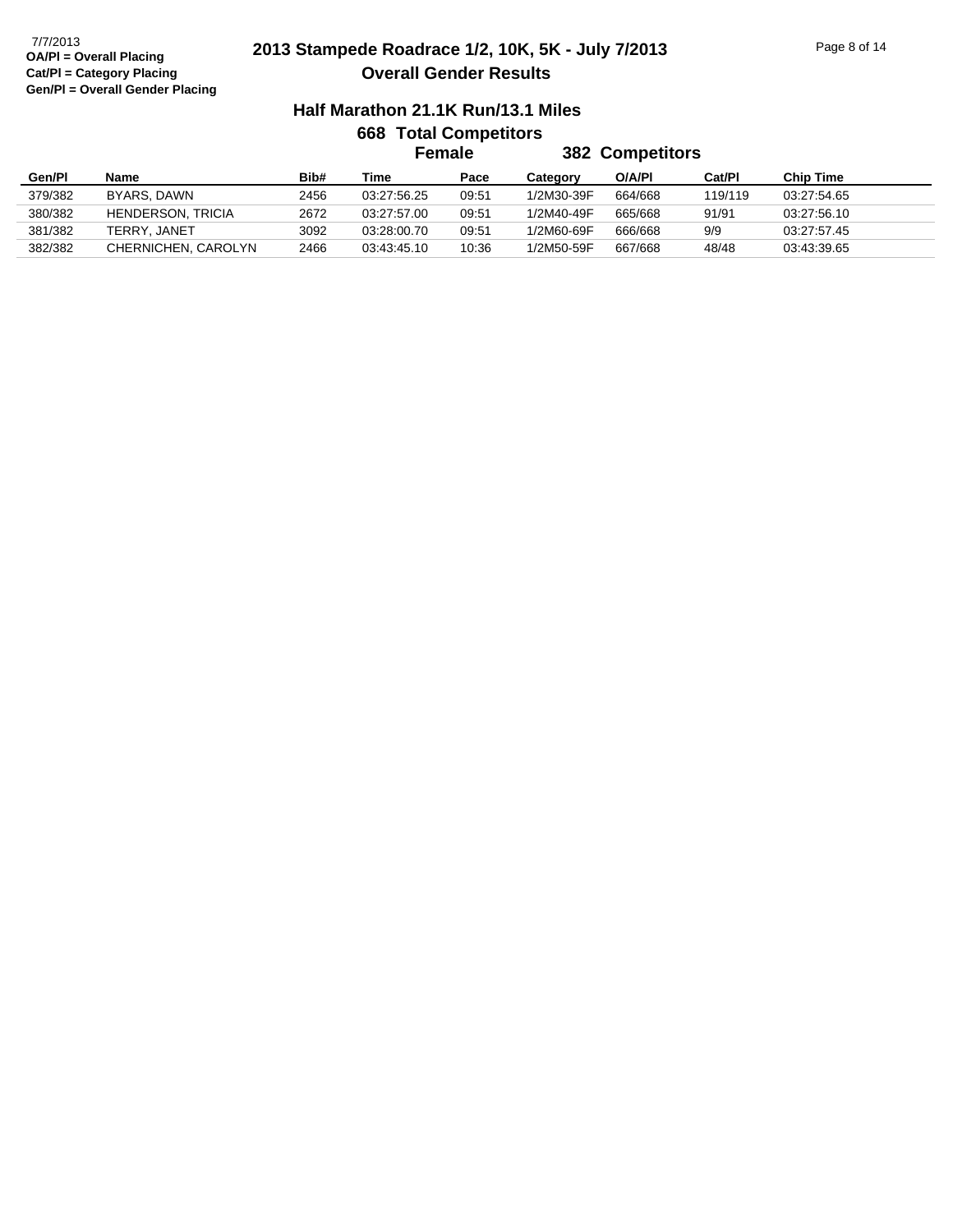# 2013 Stampede Roadrace 1/2, 10K, 5K - July 7/2013

## Overall Gender Results

7/7/2013
**OA/Pl = Overall Placing**
**Cat/Pl = Category Placing**
**Gen/Pl = Overall Gender Placing**

### Half Marathon 21.1K Run/13.1 Miles

**668 Total Competitors**

**Female** **382 Competitors**

| Gen/Pl | Name | Bib# | Time | Pace | Category | O/A/Pl | Cat/Pl | Chip Time |
|---|---|---|---|---|---|---|---|---|
| 379/382 | BYARS, DAWN | 2456 | 03:27:56.25 | 09:51 | 1/2M30-39F | 664/668 | 119/119 | 03:27:54.65 |
| 380/382 | HENDERSON, TRICIA | 2672 | 03:27:57.00 | 09:51 | 1/2M40-49F | 665/668 | 91/91 | 03:27:56.10 |
| 381/382 | TERRY, JANET | 3092 | 03:28:00.70 | 09:51 | 1/2M60-69F | 666/668 | 9/9 | 03:27:57.45 |
| 382/382 | CHERNICHEN, CAROLYN | 2466 | 03:43:45.10 | 10:36 | 1/2M50-59F | 667/668 | 48/48 | 03:43:39.65 |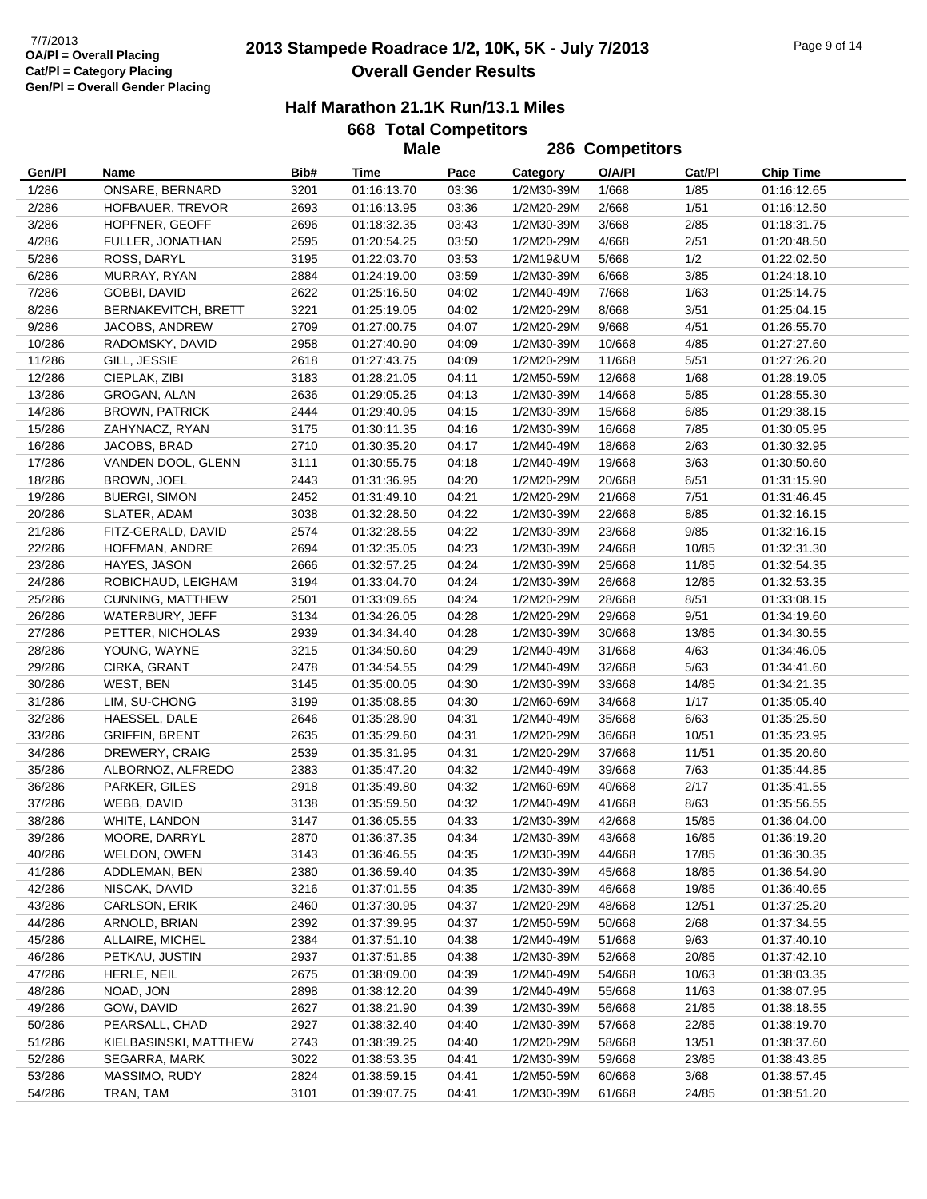7/7/2013
**OA/Pl = Overall Placing**
**Cat/Pl = Category Placing**
**Gen/Pl = Overall Gender Placing**

# 2013 Stampede Roadrace 1/2, 10K, 5K - July 7/2013
## Overall Gender Results

### Half Marathon 21.1K Run/13.1 Miles

**668 Total Competitors**

**Male** **286 Competitors**

| Gen/Pl | Name | Bib# | Time | Pace | Category | O/A/Pl | Cat/Pl | Chip Time |
|---|---|---|---|---|---|---|---|---|
| 1/286 | ONSARE, BERNARD | 3201 | 01:16:13.70 | 03:36 | 1/2M30-39M | 1/668 | 1/85 | 01:16:12.65 |
| 2/286 | HOFBAUER, TREVOR | 2693 | 01:16:13.95 | 03:36 | 1/2M20-29M | 2/668 | 1/51 | 01:16:12.50 |
| 3/286 | HOPFNER, GEOFF | 2696 | 01:18:32.35 | 03:43 | 1/2M30-39M | 3/668 | 2/85 | 01:18:31.75 |
| 4/286 | FULLER, JONATHAN | 2595 | 01:20:54.25 | 03:50 | 1/2M20-29M | 4/668 | 2/51 | 01:20:48.50 |
| 5/286 | ROSS, DARYL | 3195 | 01:22:03.70 | 03:53 | 1/2M19&UM | 5/668 | 1/2 | 01:22:02.50 |
| 6/286 | MURRAY, RYAN | 2884 | 01:24:19.00 | 03:59 | 1/2M30-39M | 6/668 | 3/85 | 01:24:18.10 |
| 7/286 | GOBBI, DAVID | 2622 | 01:25:16.50 | 04:02 | 1/2M40-49M | 7/668 | 1/63 | 01:25:14.75 |
| 8/286 | BERNAKEVITCH, BRETT | 3221 | 01:25:19.05 | 04:02 | 1/2M20-29M | 8/668 | 3/51 | 01:25:04.15 |
| 9/286 | JACOBS, ANDREW | 2709 | 01:27:00.75 | 04:07 | 1/2M20-29M | 9/668 | 4/51 | 01:26:55.70 |
| 10/286 | RADOMSKY, DAVID | 2958 | 01:27:40.90 | 04:09 | 1/2M30-39M | 10/668 | 4/85 | 01:27:27.60 |
| 11/286 | GILL, JESSIE | 2618 | 01:27:43.75 | 04:09 | 1/2M20-29M | 11/668 | 5/51 | 01:27:26.20 |
| 12/286 | CIEPLAK, ZIBI | 3183 | 01:28:21.05 | 04:11 | 1/2M50-59M | 12/668 | 1/68 | 01:28:19.05 |
| 13/286 | GROGAN, ALAN | 2636 | 01:29:05.25 | 04:13 | 1/2M30-39M | 14/668 | 5/85 | 01:28:55.30 |
| 14/286 | BROWN, PATRICK | 2444 | 01:29:40.95 | 04:15 | 1/2M30-39M | 15/668 | 6/85 | 01:29:38.15 |
| 15/286 | ZAHYNACZ, RYAN | 3175 | 01:30:11.35 | 04:16 | 1/2M30-39M | 16/668 | 7/85 | 01:30:05.95 |
| 16/286 | JACOBS, BRAD | 2710 | 01:30:35.20 | 04:17 | 1/2M40-49M | 18/668 | 2/63 | 01:30:32.95 |
| 17/286 | VANDEN DOOL, GLENN | 3111 | 01:30:55.75 | 04:18 | 1/2M40-49M | 19/668 | 3/63 | 01:30:50.60 |
| 18/286 | BROWN, JOEL | 2443 | 01:31:36.95 | 04:20 | 1/2M20-29M | 20/668 | 6/51 | 01:31:15.90 |
| 19/286 | BUERGI, SIMON | 2452 | 01:31:49.10 | 04:21 | 1/2M20-29M | 21/668 | 7/51 | 01:31:46.45 |
| 20/286 | SLATER, ADAM | 3038 | 01:32:28.50 | 04:22 | 1/2M30-39M | 22/668 | 8/85 | 01:32:16.15 |
| 21/286 | FITZ-GERALD, DAVID | 2574 | 01:32:28.55 | 04:22 | 1/2M30-39M | 23/668 | 9/85 | 01:32:16.15 |
| 22/286 | HOFFMAN, ANDRE | 2694 | 01:32:35.05 | 04:23 | 1/2M30-39M | 24/668 | 10/85 | 01:32:31.30 |
| 23/286 | HAYES, JASON | 2666 | 01:32:57.25 | 04:24 | 1/2M30-39M | 25/668 | 11/85 | 01:32:54.35 |
| 24/286 | ROBICHAUD, LEIGHAM | 3194 | 01:33:04.70 | 04:24 | 1/2M30-39M | 26/668 | 12/85 | 01:32:53.35 |
| 25/286 | CUNNING, MATTHEW | 2501 | 01:33:09.65 | 04:24 | 1/2M20-29M | 28/668 | 8/51 | 01:33:08.15 |
| 26/286 | WATERBURY, JEFF | 3134 | 01:34:26.05 | 04:28 | 1/2M20-29M | 29/668 | 9/51 | 01:34:19.60 |
| 27/286 | PETTER, NICHOLAS | 2939 | 01:34:34.40 | 04:28 | 1/2M30-39M | 30/668 | 13/85 | 01:34:30.55 |
| 28/286 | YOUNG, WAYNE | 3215 | 01:34:50.60 | 04:29 | 1/2M40-49M | 31/668 | 4/63 | 01:34:46.05 |
| 29/286 | CIRKA, GRANT | 2478 | 01:34:54.55 | 04:29 | 1/2M40-49M | 32/668 | 5/63 | 01:34:41.60 |
| 30/286 | WEST, BEN | 3145 | 01:35:00.05 | 04:30 | 1/2M30-39M | 33/668 | 14/85 | 01:34:21.35 |
| 31/286 | LIM, SU-CHONG | 3199 | 01:35:08.85 | 04:30 | 1/2M60-69M | 34/668 | 1/17 | 01:35:05.40 |
| 32/286 | HAESSEL, DALE | 2646 | 01:35:28.90 | 04:31 | 1/2M40-49M | 35/668 | 6/63 | 01:35:25.50 |
| 33/286 | GRIFFIN, BRENT | 2635 | 01:35:29.60 | 04:31 | 1/2M20-29M | 36/668 | 10/51 | 01:35:23.95 |
| 34/286 | DREWERY, CRAIG | 2539 | 01:35:31.95 | 04:31 | 1/2M20-29M | 37/668 | 11/51 | 01:35:20.60 |
| 35/286 | ALBORNOZ, ALFREDO | 2383 | 01:35:47.20 | 04:32 | 1/2M40-49M | 39/668 | 7/63 | 01:35:44.85 |
| 36/286 | PARKER, GILES | 2918 | 01:35:49.80 | 04:32 | 1/2M60-69M | 40/668 | 2/17 | 01:35:41.55 |
| 37/286 | WEBB, DAVID | 3138 | 01:35:59.50 | 04:32 | 1/2M40-49M | 41/668 | 8/63 | 01:35:56.55 |
| 38/286 | WHITE, LANDON | 3147 | 01:36:05.55 | 04:33 | 1/2M30-39M | 42/668 | 15/85 | 01:36:04.00 |
| 39/286 | MOORE, DARRYL | 2870 | 01:36:37.35 | 04:34 | 1/2M30-39M | 43/668 | 16/85 | 01:36:19.20 |
| 40/286 | WELDON, OWEN | 3143 | 01:36:46.55 | 04:35 | 1/2M30-39M | 44/668 | 17/85 | 01:36:30.35 |
| 41/286 | ADDLEMAN, BEN | 2380 | 01:36:59.40 | 04:35 | 1/2M30-39M | 45/668 | 18/85 | 01:36:54.90 |
| 42/286 | NISCAK, DAVID | 3216 | 01:37:01.55 | 04:35 | 1/2M30-39M | 46/668 | 19/85 | 01:36:40.65 |
| 43/286 | CARLSON, ERIK | 2460 | 01:37:30.95 | 04:37 | 1/2M20-29M | 48/668 | 12/51 | 01:37:25.20 |
| 44/286 | ARNOLD, BRIAN | 2392 | 01:37:39.95 | 04:37 | 1/2M50-59M | 50/668 | 2/68 | 01:37:34.55 |
| 45/286 | ALLAIRE, MICHEL | 2384 | 01:37:51.10 | 04:38 | 1/2M40-49M | 51/668 | 9/63 | 01:37:40.10 |
| 46/286 | PETKAU, JUSTIN | 2937 | 01:37:51.85 | 04:38 | 1/2M30-39M | 52/668 | 20/85 | 01:37:42.10 |
| 47/286 | HERLE, NEIL | 2675 | 01:38:09.00 | 04:39 | 1/2M40-49M | 54/668 | 10/63 | 01:38:03.35 |
| 48/286 | NOAD, JON | 2898 | 01:38:12.20 | 04:39 | 1/2M40-49M | 55/668 | 11/63 | 01:38:07.95 |
| 49/286 | GOW, DAVID | 2627 | 01:38:21.90 | 04:39 | 1/2M30-39M | 56/668 | 21/85 | 01:38:18.55 |
| 50/286 | PEARSALL, CHAD | 2927 | 01:38:32.40 | 04:40 | 1/2M30-39M | 57/668 | 22/85 | 01:38:19.70 |
| 51/286 | KIELBASINSKI, MATTHEW | 2743 | 01:38:39.25 | 04:40 | 1/2M20-29M | 58/668 | 13/51 | 01:38:37.60 |
| 52/286 | SEGARRA, MARK | 3022 | 01:38:53.35 | 04:41 | 1/2M30-39M | 59/668 | 23/85 | 01:38:43.85 |
| 53/286 | MASSIMO, RUDY | 2824 | 01:38:59.15 | 04:41 | 1/2M50-59M | 60/668 | 3/68 | 01:38:57.45 |
| 54/286 | TRAN, TAM | 3101 | 01:39:07.75 | 04:41 | 1/2M30-39M | 61/668 | 24/85 | 01:38:51.20 |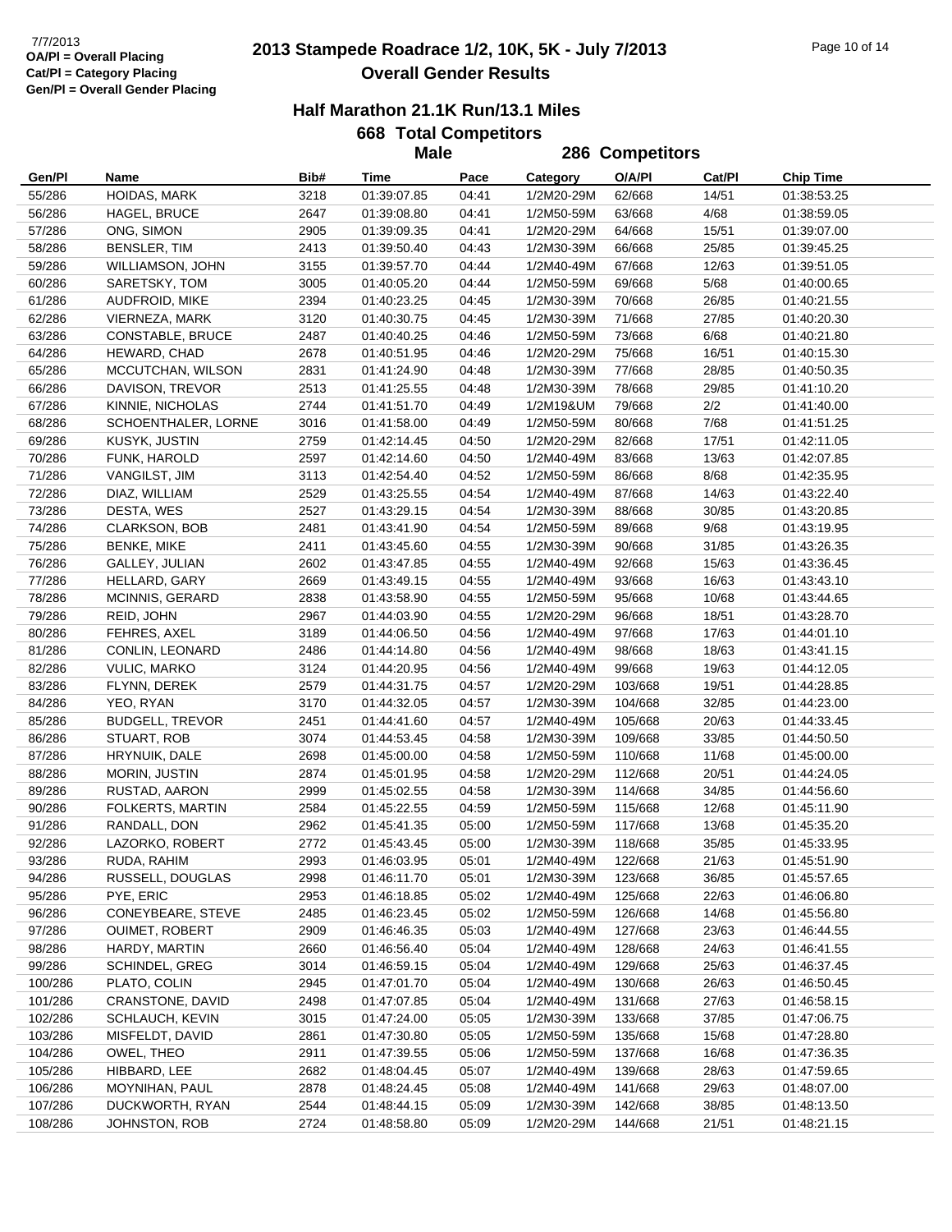7/7/2013
**OA/Pl = Overall Placing**
**Cat/Pl = Category Placing**
**Gen/Pl = Overall Gender Placing**

# 2013 Stampede Roadrace 1/2, 10K, 5K - July 7/2013

## Overall Gender Results

### Half Marathon 21.1K Run/13.1 Miles

**668 Total Competitors**

**Male — 286 Competitors**

| Gen/Pl | Name | Bib# | Time | Pace | Category | O/A/Pl | Cat/Pl | Chip Time |
|---|---|---|---|---|---|---|---|---|
| 55/286 | HOIDAS, MARK | 3218 | 01:39:07.85 | 04:41 | 1/2M20-29M | 62/668 | 14/51 | 01:38:53.25 |
| 56/286 | HAGEL, BRUCE | 2647 | 01:39:08.80 | 04:41 | 1/2M50-59M | 63/668 | 4/68 | 01:38:59.05 |
| 57/286 | ONG, SIMON | 2905 | 01:39:09.35 | 04:41 | 1/2M20-29M | 64/668 | 15/51 | 01:39:07.00 |
| 58/286 | BENSLER, TIM | 2413 | 01:39:50.40 | 04:43 | 1/2M30-39M | 66/668 | 25/85 | 01:39:45.25 |
| 59/286 | WILLIAMSON, JOHN | 3155 | 01:39:57.70 | 04:44 | 1/2M40-49M | 67/668 | 12/63 | 01:39:51.05 |
| 60/286 | SARETSKY, TOM | 3005 | 01:40:05.20 | 04:44 | 1/2M50-59M | 69/668 | 5/68 | 01:40:00.65 |
| 61/286 | AUDFROID, MIKE | 2394 | 01:40:23.25 | 04:45 | 1/2M30-39M | 70/668 | 26/85 | 01:40:21.55 |
| 62/286 | VIERNEZA, MARK | 3120 | 01:40:30.75 | 04:45 | 1/2M30-39M | 71/668 | 27/85 | 01:40:20.30 |
| 63/286 | CONSTABLE, BRUCE | 2487 | 01:40:40.25 | 04:46 | 1/2M50-59M | 73/668 | 6/68 | 01:40:21.80 |
| 64/286 | HEWARD, CHAD | 2678 | 01:40:51.95 | 04:46 | 1/2M20-29M | 75/668 | 16/51 | 01:40:15.30 |
| 65/286 | MCCUTCHAN, WILSON | 2831 | 01:41:24.90 | 04:48 | 1/2M30-39M | 77/668 | 28/85 | 01:40:50.35 |
| 66/286 | DAVISON, TREVOR | 2513 | 01:41:25.55 | 04:48 | 1/2M30-39M | 78/668 | 29/85 | 01:41:10.20 |
| 67/286 | KINNIE, NICHOLAS | 2744 | 01:41:51.70 | 04:49 | 1/2M19&UM | 79/668 | 2/2 | 01:41:40.00 |
| 68/286 | SCHOENTHALER, LORNE | 3016 | 01:41:58.00 | 04:49 | 1/2M50-59M | 80/668 | 7/68 | 01:41:51.25 |
| 69/286 | KUSYK, JUSTIN | 2759 | 01:42:14.45 | 04:50 | 1/2M20-29M | 82/668 | 17/51 | 01:42:11.05 |
| 70/286 | FUNK, HAROLD | 2597 | 01:42:14.60 | 04:50 | 1/2M40-49M | 83/668 | 13/63 | 01:42:07.85 |
| 71/286 | VANGILST, JIM | 3113 | 01:42:54.40 | 04:52 | 1/2M50-59M | 86/668 | 8/68 | 01:42:35.95 |
| 72/286 | DIAZ, WILLIAM | 2529 | 01:43:25.55 | 04:54 | 1/2M40-49M | 87/668 | 14/63 | 01:43:22.40 |
| 73/286 | DESTA, WES | 2527 | 01:43:29.15 | 04:54 | 1/2M30-39M | 88/668 | 30/85 | 01:43:20.85 |
| 74/286 | CLARKSON, BOB | 2481 | 01:43:41.90 | 04:54 | 1/2M50-59M | 89/668 | 9/68 | 01:43:19.95 |
| 75/286 | BENKE, MIKE | 2411 | 01:43:45.60 | 04:55 | 1/2M30-39M | 90/668 | 31/85 | 01:43:26.35 |
| 76/286 | GALLEY, JULIAN | 2602 | 01:43:47.85 | 04:55 | 1/2M40-49M | 92/668 | 15/63 | 01:43:36.45 |
| 77/286 | HELLARD, GARY | 2669 | 01:43:49.15 | 04:55 | 1/2M40-49M | 93/668 | 16/63 | 01:43:43.10 |
| 78/286 | MCINNIS, GERARD | 2838 | 01:43:58.90 | 04:55 | 1/2M50-59M | 95/668 | 10/68 | 01:43:44.65 |
| 79/286 | REID, JOHN | 2967 | 01:44:03.90 | 04:55 | 1/2M20-29M | 96/668 | 18/51 | 01:43:28.70 |
| 80/286 | FEHRES, AXEL | 3189 | 01:44:06.50 | 04:56 | 1/2M40-49M | 97/668 | 17/63 | 01:44:01.10 |
| 81/286 | CONLIN, LEONARD | 2486 | 01:44:14.80 | 04:56 | 1/2M40-49M | 98/668 | 18/63 | 01:43:41.15 |
| 82/286 | VULIC, MARKO | 3124 | 01:44:20.95 | 04:56 | 1/2M40-49M | 99/668 | 19/63 | 01:44:12.05 |
| 83/286 | FLYNN, DEREK | 2579 | 01:44:31.75 | 04:57 | 1/2M20-29M | 103/668 | 19/51 | 01:44:28.85 |
| 84/286 | YEO, RYAN | 3170 | 01:44:32.05 | 04:57 | 1/2M30-39M | 104/668 | 32/85 | 01:44:23.00 |
| 85/286 | BUDGELL, TREVOR | 2451 | 01:44:41.60 | 04:57 | 1/2M40-49M | 105/668 | 20/63 | 01:44:33.45 |
| 86/286 | STUART, ROB | 3074 | 01:44:53.45 | 04:58 | 1/2M30-39M | 109/668 | 33/85 | 01:44:50.50 |
| 87/286 | HRYNUIK, DALE | 2698 | 01:45:00.00 | 04:58 | 1/2M50-59M | 110/668 | 11/68 | 01:45:00.00 |
| 88/286 | MORIN, JUSTIN | 2874 | 01:45:01.95 | 04:58 | 1/2M20-29M | 112/668 | 20/51 | 01:44:24.05 |
| 89/286 | RUSTAD, AARON | 2999 | 01:45:02.55 | 04:58 | 1/2M30-39M | 114/668 | 34/85 | 01:44:56.60 |
| 90/286 | FOLKERTS, MARTIN | 2584 | 01:45:22.55 | 04:59 | 1/2M50-59M | 115/668 | 12/68 | 01:45:11.90 |
| 91/286 | RANDALL, DON | 2962 | 01:45:41.35 | 05:00 | 1/2M50-59M | 117/668 | 13/68 | 01:45:35.20 |
| 92/286 | LAZORKO, ROBERT | 2772 | 01:45:43.45 | 05:00 | 1/2M30-39M | 118/668 | 35/85 | 01:45:33.95 |
| 93/286 | RUDA, RAHIM | 2993 | 01:46:03.95 | 05:01 | 1/2M40-49M | 122/668 | 21/63 | 01:45:51.90 |
| 94/286 | RUSSELL, DOUGLAS | 2998 | 01:46:11.70 | 05:01 | 1/2M30-39M | 123/668 | 36/85 | 01:45:57.65 |
| 95/286 | PYE, ERIC | 2953 | 01:46:18.85 | 05:02 | 1/2M40-49M | 125/668 | 22/63 | 01:46:06.80 |
| 96/286 | CONEYBEARE, STEVE | 2485 | 01:46:23.45 | 05:02 | 1/2M50-59M | 126/668 | 14/68 | 01:45:56.80 |
| 97/286 | OUIMET, ROBERT | 2909 | 01:46:46.35 | 05:03 | 1/2M40-49M | 127/668 | 23/63 | 01:46:44.55 |
| 98/286 | HARDY, MARTIN | 2660 | 01:46:56.40 | 05:04 | 1/2M40-49M | 128/668 | 24/63 | 01:46:41.55 |
| 99/286 | SCHINDEL, GREG | 3014 | 01:46:59.15 | 05:04 | 1/2M40-49M | 129/668 | 25/63 | 01:46:37.45 |
| 100/286 | PLATO, COLIN | 2945 | 01:47:01.70 | 05:04 | 1/2M40-49M | 130/668 | 26/63 | 01:46:50.45 |
| 101/286 | CRANSTONE, DAVID | 2498 | 01:47:07.85 | 05:04 | 1/2M40-49M | 131/668 | 27/63 | 01:46:58.15 |
| 102/286 | SCHLAUCH, KEVIN | 3015 | 01:47:24.00 | 05:05 | 1/2M30-39M | 133/668 | 37/85 | 01:47:06.75 |
| 103/286 | MISFELDT, DAVID | 2861 | 01:47:30.80 | 05:05 | 1/2M50-59M | 135/668 | 15/68 | 01:47:28.80 |
| 104/286 | OWEL, THEO | 2911 | 01:47:39.55 | 05:06 | 1/2M50-59M | 137/668 | 16/68 | 01:47:36.35 |
| 105/286 | HIBBARD, LEE | 2682 | 01:48:04.45 | 05:07 | 1/2M40-49M | 139/668 | 28/63 | 01:47:59.65 |
| 106/286 | MOYNIHAN, PAUL | 2878 | 01:48:24.45 | 05:08 | 1/2M40-49M | 141/668 | 29/63 | 01:48:07.00 |
| 107/286 | DUCKWORTH, RYAN | 2544 | 01:48:44.15 | 05:09 | 1/2M30-39M | 142/668 | 38/85 | 01:48:13.50 |
| 108/286 | JOHNSTON, ROB | 2724 | 01:48:58.80 | 05:09 | 1/2M20-29M | 144/668 | 21/51 | 01:48:21.15 |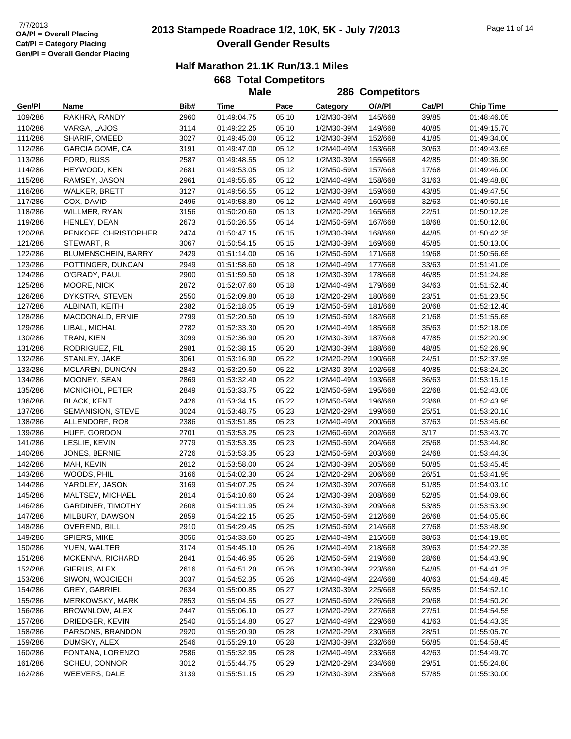7/7/2013
OA/Pl = Overall Placing
Cat/Pl = Category Placing
Gen/Pl = Overall Gender Placing

# 2013 Stampede Roadrace 1/2, 10K, 5K - July 7/2013
## Overall Gender Results

### Half Marathon 21.1K Run/13.1 Miles

**668 Total Competitors**

**Male** **286 Competitors**

| Gen/Pl | Name | Bib# | Time | Pace | Category | O/A/Pl | Cat/Pl | Chip Time |
|---|---|---|---|---|---|---|---|---|
| 109/286 | RAKHRA, RANDY | 2960 | 01:49:04.75 | 05:10 | 1/2M30-39M | 145/668 | 39/85 | 01:48:46.05 |
| 110/286 | VARGA, LAJOS | 3114 | 01:49:22.25 | 05:10 | 1/2M30-39M | 149/668 | 40/85 | 01:49:15.70 |
| 111/286 | SHARIF, OMEED | 3027 | 01:49:45.00 | 05:12 | 1/2M30-39M | 152/668 | 41/85 | 01:49:34.00 |
| 112/286 | GARCIA GOME, CA | 3191 | 01:49:47.00 | 05:12 | 1/2M40-49M | 153/668 | 30/63 | 01:49:43.65 |
| 113/286 | FORD, RUSS | 2587 | 01:49:48.55 | 05:12 | 1/2M30-39M | 155/668 | 42/85 | 01:49:36.90 |
| 114/286 | HEYWOOD, KEN | 2681 | 01:49:53.05 | 05:12 | 1/2M50-59M | 157/668 | 17/68 | 01:49:46.00 |
| 115/286 | RAMSEY, JASON | 2961 | 01:49:55.65 | 05:12 | 1/2M40-49M | 158/668 | 31/63 | 01:49:48.80 |
| 116/286 | WALKER, BRETT | 3127 | 01:49:56.55 | 05:12 | 1/2M30-39M | 159/668 | 43/85 | 01:49:47.50 |
| 117/286 | COX, DAVID | 2496 | 01:49:58.80 | 05:12 | 1/2M40-49M | 160/668 | 32/63 | 01:49:50.15 |
| 118/286 | WILLMER, RYAN | 3156 | 01:50:20.60 | 05:13 | 1/2M20-29M | 165/668 | 22/51 | 01:50:12.25 |
| 119/286 | HENLEY, DEAN | 2673 | 01:50:26.55 | 05:14 | 1/2M50-59M | 167/668 | 18/68 | 01:50:12.80 |
| 120/286 | PENKOFF, CHRISTOPHER | 2474 | 01:50:47.15 | 05:15 | 1/2M30-39M | 168/668 | 44/85 | 01:50:42.35 |
| 121/286 | STEWART, R | 3067 | 01:50:54.15 | 05:15 | 1/2M30-39M | 169/668 | 45/85 | 01:50:13.00 |
| 122/286 | BLUMENSCHEIN, BARRY | 2429 | 01:51:14.00 | 05:16 | 1/2M50-59M | 171/668 | 19/68 | 01:50:56.65 |
| 123/286 | POTTINGER, DUNCAN | 2949 | 01:51:58.60 | 05:18 | 1/2M40-49M | 177/668 | 33/63 | 01:51:41.05 |
| 124/286 | O'GRADY, PAUL | 2900 | 01:51:59.50 | 05:18 | 1/2M30-39M | 178/668 | 46/85 | 01:51:24.85 |
| 125/286 | MOORE, NICK | 2872 | 01:52:07.60 | 05:18 | 1/2M40-49M | 179/668 | 34/63 | 01:51:52.40 |
| 126/286 | DYKSTRA, STEVEN | 2550 | 01:52:09.80 | 05:18 | 1/2M20-29M | 180/668 | 23/51 | 01:51:23.50 |
| 127/286 | ALBINATI, KEITH | 2382 | 01:52:18.05 | 05:19 | 1/2M50-59M | 181/668 | 20/68 | 01:52:12.40 |
| 128/286 | MACDONALD, ERNIE | 2799 | 01:52:20.50 | 05:19 | 1/2M50-59M | 182/668 | 21/68 | 01:51:55.65 |
| 129/286 | LIBAL, MICHAL | 2782 | 01:52:33.30 | 05:20 | 1/2M40-49M | 185/668 | 35/63 | 01:52:18.05 |
| 130/286 | TRAN, KIEN | 3099 | 01:52:36.90 | 05:20 | 1/2M30-39M | 187/668 | 47/85 | 01:52:20.90 |
| 131/286 | RODRIGUEZ, FIL | 2981 | 01:52:38.15 | 05:20 | 1/2M30-39M | 188/668 | 48/85 | 01:52:26.90 |
| 132/286 | STANLEY, JAKE | 3061 | 01:53:16.90 | 05:22 | 1/2M20-29M | 190/668 | 24/51 | 01:52:37.95 |
| 133/286 | MCLAREN, DUNCAN | 2843 | 01:53:29.50 | 05:22 | 1/2M30-39M | 192/668 | 49/85 | 01:53:24.20 |
| 134/286 | MOONEY, SEAN | 2869 | 01:53:32.40 | 05:22 | 1/2M40-49M | 193/668 | 36/63 | 01:53:15.15 |
| 135/286 | MCNICHOL, PETER | 2849 | 01:53:33.75 | 05:22 | 1/2M50-59M | 195/668 | 22/68 | 01:52:43.05 |
| 136/286 | BLACK, KENT | 2426 | 01:53:34.15 | 05:22 | 1/2M50-59M | 196/668 | 23/68 | 01:52:43.95 |
| 137/286 | SEMANISION, STEVE | 3024 | 01:53:48.75 | 05:23 | 1/2M20-29M | 199/668 | 25/51 | 01:53:20.10 |
| 138/286 | ALLENDORF, ROB | 2386 | 01:53:51.85 | 05:23 | 1/2M40-49M | 200/668 | 37/63 | 01:53:45.60 |
| 139/286 | HUFF, GORDON | 2701 | 01:53:53.25 | 05:23 | 1/2M60-69M | 202/668 | 3/17 | 01:53:43.70 |
| 141/286 | LESLIE, KEVIN | 2779 | 01:53:53.35 | 05:23 | 1/2M50-59M | 204/668 | 25/68 | 01:53:44.80 |
| 140/286 | JONES, BERNIE | 2726 | 01:53:53.35 | 05:23 | 1/2M50-59M | 203/668 | 24/68 | 01:53:44.30 |
| 142/286 | MAH, KEVIN | 2812 | 01:53:58.00 | 05:24 | 1/2M30-39M | 205/668 | 50/85 | 01:53:45.45 |
| 143/286 | WOODS, PHIL | 3166 | 01:54:02.30 | 05:24 | 1/2M20-29M | 206/668 | 26/51 | 01:53:41.95 |
| 144/286 | YARDLEY, JASON | 3169 | 01:54:07.25 | 05:24 | 1/2M30-39M | 207/668 | 51/85 | 01:54:03.10 |
| 145/286 | MALTSEV, MICHAEL | 2814 | 01:54:10.60 | 05:24 | 1/2M30-39M | 208/668 | 52/85 | 01:54:09.60 |
| 146/286 | GARDINER, TIMOTHY | 2608 | 01:54:11.95 | 05:24 | 1/2M30-39M | 209/668 | 53/85 | 01:53:53.90 |
| 147/286 | MILBURY, DAWSON | 2859 | 01:54:22.15 | 05:25 | 1/2M50-59M | 212/668 | 26/68 | 01:54:05.60 |
| 148/286 | OVEREND, BILL | 2910 | 01:54:29.45 | 05:25 | 1/2M50-59M | 214/668 | 27/68 | 01:53:48.90 |
| 149/286 | SPIERS, MIKE | 3056 | 01:54:33.60 | 05:25 | 1/2M40-49M | 215/668 | 38/63 | 01:54:19.85 |
| 150/286 | YUEN, WALTER | 3174 | 01:54:45.10 | 05:26 | 1/2M40-49M | 218/668 | 39/63 | 01:54:22.35 |
| 151/286 | MCKENNA, RICHARD | 2841 | 01:54:46.95 | 05:26 | 1/2M50-59M | 219/668 | 28/68 | 01:54:43.90 |
| 152/286 | GIERUS, ALEX | 2616 | 01:54:51.20 | 05:26 | 1/2M30-39M | 223/668 | 54/85 | 01:54:41.25 |
| 153/286 | SIWON, WOJCIECH | 3037 | 01:54:52.35 | 05:26 | 1/2M40-49M | 224/668 | 40/63 | 01:54:48.45 |
| 154/286 | GREY, GABRIEL | 2634 | 01:55:00.85 | 05:27 | 1/2M30-39M | 225/668 | 55/85 | 01:54:52.10 |
| 155/286 | MERKOWSKY, MARK | 2853 | 01:55:04.55 | 05:27 | 1/2M50-59M | 226/668 | 29/68 | 01:54:50.20 |
| 156/286 | BROWNLOW, ALEX | 2447 | 01:55:06.10 | 05:27 | 1/2M20-29M | 227/668 | 27/51 | 01:54:54.55 |
| 157/286 | DRIEDGER, KEVIN | 2540 | 01:55:14.80 | 05:27 | 1/2M40-49M | 229/668 | 41/63 | 01:54:43.35 |
| 158/286 | PARSONS, BRANDON | 2920 | 01:55:20.90 | 05:28 | 1/2M20-29M | 230/668 | 28/51 | 01:55:05.70 |
| 159/286 | DUMSKY, ALEX | 2546 | 01:55:29.10 | 05:28 | 1/2M30-39M | 232/668 | 56/85 | 01:54:58.45 |
| 160/286 | FONTANA, LORENZO | 2586 | 01:55:32.95 | 05:28 | 1/2M40-49M | 233/668 | 42/63 | 01:54:49.70 |
| 161/286 | SCHEU, CONNOR | 3012 | 01:55:44.75 | 05:29 | 1/2M20-29M | 234/668 | 29/51 | 01:55:24.80 |
| 162/286 | WEEVERS, DALE | 3139 | 01:55:51.15 | 05:29 | 1/2M30-39M | 235/668 | 57/85 | 01:55:30.00 |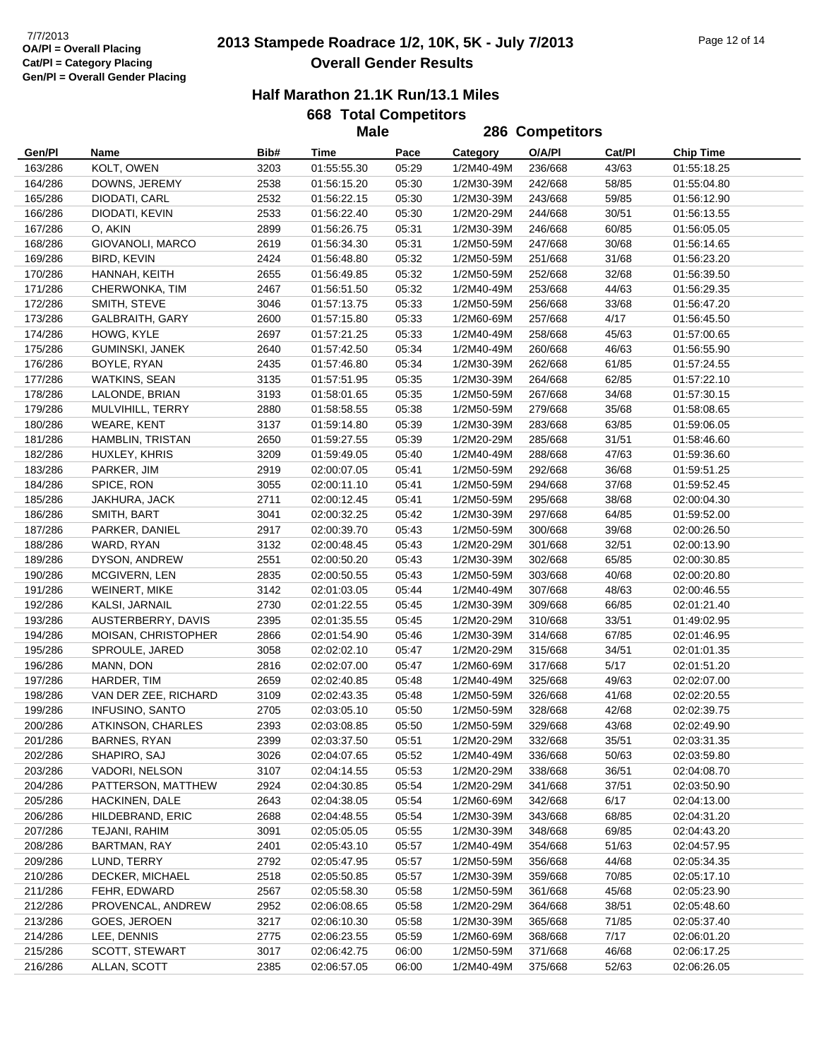7/7/2013
**OA/Pl = Overall Placing**
**Cat/Pl = Category Placing**
**Gen/Pl = Overall Gender Placing**

# 2013 Stampede Roadrace 1/2, 10K, 5K - July 7/2013

## Overall Gender Results

### Half Marathon 21.1K Run/13.1 Miles

**668 Total Competitors**

**Male — 286 Competitors**

| Gen/Pl | Name | Bib# | Time | Pace | Category | O/A/Pl | Cat/Pl | Chip Time |
|---|---|---|---|---|---|---|---|---|
| 163/286 | KOLT, OWEN | 3203 | 01:55:55.30 | 05:29 | 1/2M40-49M | 236/668 | 43/63 | 01:55:18.25 |
| 164/286 | DOWNS, JEREMY | 2538 | 01:56:15.20 | 05:30 | 1/2M30-39M | 242/668 | 58/85 | 01:55:04.80 |
| 165/286 | DIODATI, CARL | 2532 | 01:56:22.15 | 05:30 | 1/2M30-39M | 243/668 | 59/85 | 01:56:12.90 |
| 166/286 | DIODATI, KEVIN | 2533 | 01:56:22.40 | 05:30 | 1/2M20-29M | 244/668 | 30/51 | 01:56:13.55 |
| 167/286 | O, AKIN | 2899 | 01:56:26.75 | 05:31 | 1/2M30-39M | 246/668 | 60/85 | 01:56:05.05 |
| 168/286 | GIOVANOLI, MARCO | 2619 | 01:56:34.30 | 05:31 | 1/2M50-59M | 247/668 | 30/68 | 01:56:14.65 |
| 169/286 | BIRD, KEVIN | 2424 | 01:56:48.80 | 05:32 | 1/2M50-59M | 251/668 | 31/68 | 01:56:23.20 |
| 170/286 | HANNAH, KEITH | 2655 | 01:56:49.85 | 05:32 | 1/2M50-59M | 252/668 | 32/68 | 01:56:39.50 |
| 171/286 | CHERWONKA, TIM | 2467 | 01:56:51.50 | 05:32 | 1/2M40-49M | 253/668 | 44/63 | 01:56:29.35 |
| 172/286 | SMITH, STEVE | 3046 | 01:57:13.75 | 05:33 | 1/2M50-59M | 256/668 | 33/68 | 01:56:47.20 |
| 173/286 | GALBRAITH, GARY | 2600 | 01:57:15.80 | 05:33 | 1/2M60-69M | 257/668 | 4/17 | 01:56:45.50 |
| 174/286 | HOWG, KYLE | 2697 | 01:57:21.25 | 05:33 | 1/2M40-49M | 258/668 | 45/63 | 01:57:00.65 |
| 175/286 | GUMINSKI, JANEK | 2640 | 01:57:42.50 | 05:34 | 1/2M40-49M | 260/668 | 46/63 | 01:56:55.90 |
| 176/286 | BOYLE, RYAN | 2435 | 01:57:46.80 | 05:34 | 1/2M30-39M | 262/668 | 61/85 | 01:57:24.55 |
| 177/286 | WATKINS, SEAN | 3135 | 01:57:51.95 | 05:35 | 1/2M30-39M | 264/668 | 62/85 | 01:57:22.10 |
| 178/286 | LALONDE, BRIAN | 3193 | 01:58:01.65 | 05:35 | 1/2M50-59M | 267/668 | 34/68 | 01:57:30.15 |
| 179/286 | MULVIHILL, TERRY | 2880 | 01:58:58.55 | 05:38 | 1/2M50-59M | 279/668 | 35/68 | 01:58:08.65 |
| 180/286 | WEARE, KENT | 3137 | 01:59:14.80 | 05:39 | 1/2M30-39M | 283/668 | 63/85 | 01:59:06.05 |
| 181/286 | HAMBLIN, TRISTAN | 2650 | 01:59:27.55 | 05:39 | 1/2M20-29M | 285/668 | 31/51 | 01:58:46.60 |
| 182/286 | HUXLEY, KHRIS | 3209 | 01:59:49.05 | 05:40 | 1/2M40-49M | 288/668 | 47/63 | 01:59:36.60 |
| 183/286 | PARKER, JIM | 2919 | 02:00:07.05 | 05:41 | 1/2M50-59M | 292/668 | 36/68 | 01:59:51.25 |
| 184/286 | SPICE, RON | 3055 | 02:00:11.10 | 05:41 | 1/2M50-59M | 294/668 | 37/68 | 01:59:52.45 |
| 185/286 | JAKHURA, JACK | 2711 | 02:00:12.45 | 05:41 | 1/2M50-59M | 295/668 | 38/68 | 02:00:04.30 |
| 186/286 | SMITH, BART | 3041 | 02:00:32.25 | 05:42 | 1/2M30-39M | 297/668 | 64/85 | 01:59:52.00 |
| 187/286 | PARKER, DANIEL | 2917 | 02:00:39.70 | 05:43 | 1/2M50-59M | 300/668 | 39/68 | 02:00:26.50 |
| 188/286 | WARD, RYAN | 3132 | 02:00:48.45 | 05:43 | 1/2M20-29M | 301/668 | 32/51 | 02:00:13.90 |
| 189/286 | DYSON, ANDREW | 2551 | 02:00:50.20 | 05:43 | 1/2M30-39M | 302/668 | 65/85 | 02:00:30.85 |
| 190/286 | MCGIVERN, LEN | 2835 | 02:00:50.55 | 05:43 | 1/2M50-59M | 303/668 | 40/68 | 02:00:20.80 |
| 191/286 | WEINERT, MIKE | 3142 | 02:01:03.05 | 05:44 | 1/2M40-49M | 307/668 | 48/63 | 02:00:46.55 |
| 192/286 | KALSI, JARNAIL | 2730 | 02:01:22.55 | 05:45 | 1/2M30-39M | 309/668 | 66/85 | 02:01:21.40 |
| 193/286 | AUSTERBERRY, DAVIS | 2395 | 02:01:35.55 | 05:45 | 1/2M20-29M | 310/668 | 33/51 | 01:49:02.95 |
| 194/286 | MOISAN, CHRISTOPHER | 2866 | 02:01:54.90 | 05:46 | 1/2M30-39M | 314/668 | 67/85 | 02:01:46.95 |
| 195/286 | SPROULE, JARED | 3058 | 02:02:02.10 | 05:47 | 1/2M20-29M | 315/668 | 34/51 | 02:01:01.35 |
| 196/286 | MANN, DON | 2816 | 02:02:07.00 | 05:47 | 1/2M60-69M | 317/668 | 5/17 | 02:01:51.20 |
| 197/286 | HARDER, TIM | 2659 | 02:02:40.85 | 05:48 | 1/2M40-49M | 325/668 | 49/63 | 02:02:07.00 |
| 198/286 | VAN DER ZEE, RICHARD | 3109 | 02:02:43.35 | 05:48 | 1/2M50-59M | 326/668 | 41/68 | 02:02:20.55 |
| 199/286 | INFUSINO, SANTO | 2705 | 02:03:05.10 | 05:50 | 1/2M50-59M | 328/668 | 42/68 | 02:02:39.75 |
| 200/286 | ATKINSON, CHARLES | 2393 | 02:03:08.85 | 05:50 | 1/2M50-59M | 329/668 | 43/68 | 02:02:49.90 |
| 201/286 | BARNES, RYAN | 2399 | 02:03:37.50 | 05:51 | 1/2M20-29M | 332/668 | 35/51 | 02:03:31.35 |
| 202/286 | SHAPIRO, SAJ | 3026 | 02:04:07.65 | 05:52 | 1/2M40-49M | 336/668 | 50/63 | 02:03:59.80 |
| 203/286 | VADORI, NELSON | 3107 | 02:04:14.55 | 05:53 | 1/2M20-29M | 338/668 | 36/51 | 02:04:08.70 |
| 204/286 | PATTERSON, MATTHEW | 2924 | 02:04:30.85 | 05:54 | 1/2M20-29M | 341/668 | 37/51 | 02:03:50.90 |
| 205/286 | HACKINEN, DALE | 2643 | 02:04:38.05 | 05:54 | 1/2M60-69M | 342/668 | 6/17 | 02:04:13.00 |
| 206/286 | HILDEBRAND, ERIC | 2688 | 02:04:48.55 | 05:54 | 1/2M30-39M | 343/668 | 68/85 | 02:04:31.20 |
| 207/286 | TEJANI, RAHIM | 3091 | 02:05:05.05 | 05:55 | 1/2M30-39M | 348/668 | 69/85 | 02:04:43.20 |
| 208/286 | BARTMAN, RAY | 2401 | 02:05:43.10 | 05:57 | 1/2M40-49M | 354/668 | 51/63 | 02:04:57.95 |
| 209/286 | LUND, TERRY | 2792 | 02:05:47.95 | 05:57 | 1/2M50-59M | 356/668 | 44/68 | 02:05:34.35 |
| 210/286 | DECKER, MICHAEL | 2518 | 02:05:50.85 | 05:57 | 1/2M30-39M | 359/668 | 70/85 | 02:05:17.10 |
| 211/286 | FEHR, EDWARD | 2567 | 02:05:58.30 | 05:58 | 1/2M50-59M | 361/668 | 45/68 | 02:05:23.90 |
| 212/286 | PROVENCAL, ANDREW | 2952 | 02:06:08.65 | 05:58 | 1/2M20-29M | 364/668 | 38/51 | 02:05:48.60 |
| 213/286 | GOES, JEROEN | 3217 | 02:06:10.30 | 05:58 | 1/2M30-39M | 365/668 | 71/85 | 02:05:37.40 |
| 214/286 | LEE, DENNIS | 2775 | 02:06:23.55 | 05:59 | 1/2M60-69M | 368/668 | 7/17 | 02:06:01.20 |
| 215/286 | SCOTT, STEWART | 3017 | 02:06:42.75 | 06:00 | 1/2M50-59M | 371/668 | 46/68 | 02:06:17.25 |
| 216/286 | ALLAN, SCOTT | 2385 | 02:06:57.05 | 06:00 | 1/2M40-49M | 375/668 | 52/63 | 02:06:26.05 |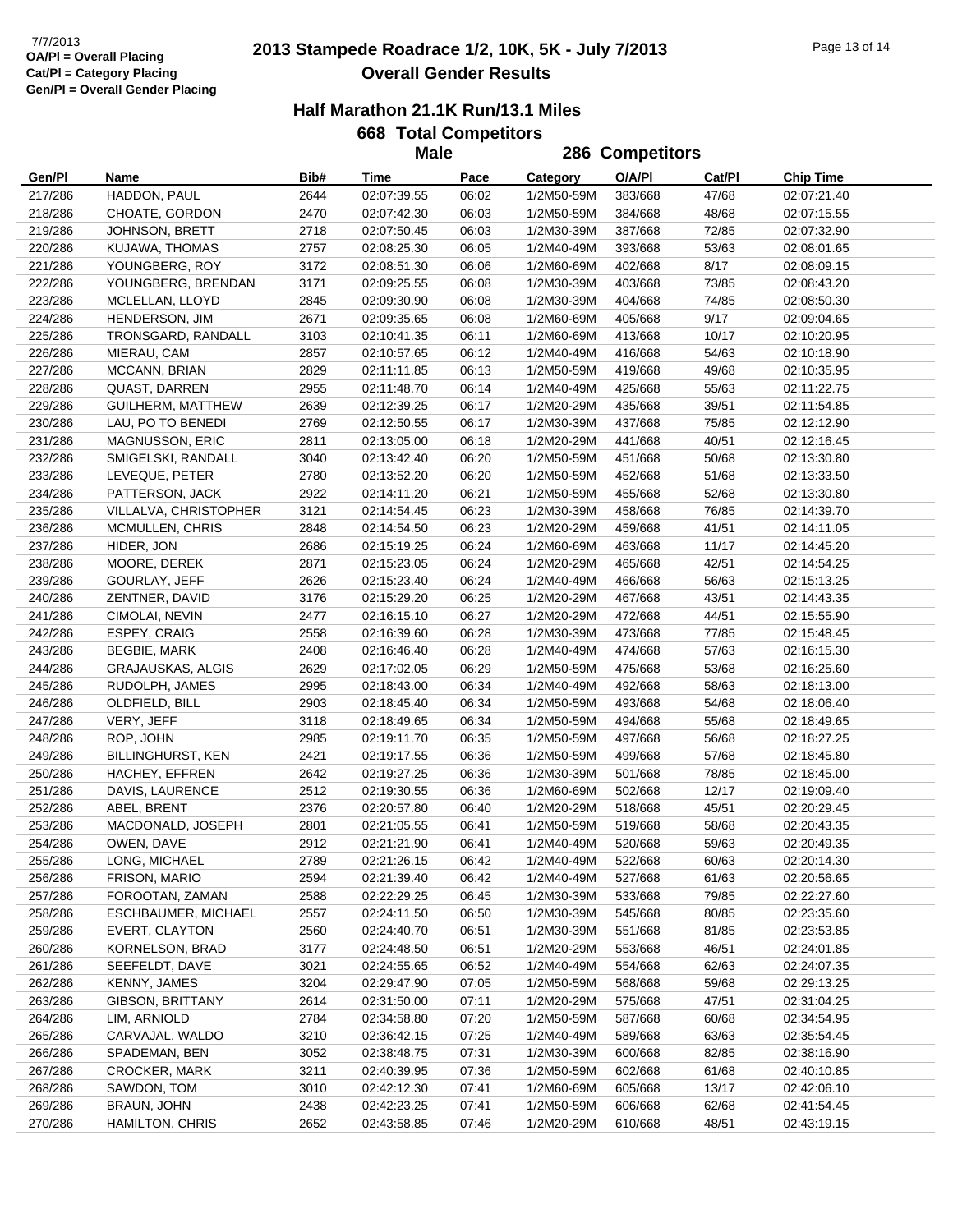7/7/2013
OA/Pl = Overall Placing
Cat/Pl = Category Placing
Gen/Pl = Overall Gender Placing

# 2013 Stampede Roadrace 1/2, 10K, 5K - July 7/2013
## Overall Gender Results

### Half Marathon 21.1K Run/13.1 Miles

**668 Total Competitors**

**Male** **286 Competitors**

| Gen/Pl | Name | Bib# | Time | Pace | Category | O/A/Pl | Cat/Pl | Chip Time |
|---|---|---|---|---|---|---|---|---|
| 217/286 | HADDON, PAUL | 2644 | 02:07:39.55 | 06:02 | 1/2M50-59M | 383/668 | 47/68 | 02:07:21.40 |
| 218/286 | CHOATE, GORDON | 2470 | 02:07:42.30 | 06:03 | 1/2M50-59M | 384/668 | 48/68 | 02:07:15.55 |
| 219/286 | JOHNSON, BRETT | 2718 | 02:07:50.45 | 06:03 | 1/2M30-39M | 387/668 | 72/85 | 02:07:32.90 |
| 220/286 | KUJAWA, THOMAS | 2757 | 02:08:25.30 | 06:05 | 1/2M40-49M | 393/668 | 53/63 | 02:08:01.65 |
| 221/286 | YOUNGBERG, ROY | 3172 | 02:08:51.30 | 06:06 | 1/2M60-69M | 402/668 | 8/17 | 02:08:09.15 |
| 222/286 | YOUNGBERG, BRENDAN | 3171 | 02:09:25.55 | 06:08 | 1/2M30-39M | 403/668 | 73/85 | 02:08:43.20 |
| 223/286 | MCLELLAN, LLOYD | 2845 | 02:09:30.90 | 06:08 | 1/2M30-39M | 404/668 | 74/85 | 02:08:50.30 |
| 224/286 | HENDERSON, JIM | 2671 | 02:09:35.65 | 06:08 | 1/2M60-69M | 405/668 | 9/17 | 02:09:04.65 |
| 225/286 | TRONSGARD, RANDALL | 3103 | 02:10:41.35 | 06:11 | 1/2M60-69M | 413/668 | 10/17 | 02:10:20.95 |
| 226/286 | MIERAU, CAM | 2857 | 02:10:57.65 | 06:12 | 1/2M40-49M | 416/668 | 54/63 | 02:10:18.90 |
| 227/286 | MCCANN, BRIAN | 2829 | 02:11:11.85 | 06:13 | 1/2M50-59M | 419/668 | 49/68 | 02:10:35.95 |
| 228/286 | QUAST, DARREN | 2955 | 02:11:48.70 | 06:14 | 1/2M40-49M | 425/668 | 55/63 | 02:11:22.75 |
| 229/286 | GUILHERM, MATTHEW | 2639 | 02:12:39.25 | 06:17 | 1/2M20-29M | 435/668 | 39/51 | 02:11:54.85 |
| 230/286 | LAU, PO TO BENEDI | 2769 | 02:12:50.55 | 06:17 | 1/2M30-39M | 437/668 | 75/85 | 02:12:12.90 |
| 231/286 | MAGNUSSON, ERIC | 2811 | 02:13:05.00 | 06:18 | 1/2M20-29M | 441/668 | 40/51 | 02:12:16.45 |
| 232/286 | SMIGELSKI, RANDALL | 3040 | 02:13:42.40 | 06:20 | 1/2M50-59M | 451/668 | 50/68 | 02:13:30.80 |
| 233/286 | LEVEQUE, PETER | 2780 | 02:13:52.20 | 06:20 | 1/2M50-59M | 452/668 | 51/68 | 02:13:33.50 |
| 234/286 | PATTERSON, JACK | 2922 | 02:14:11.20 | 06:21 | 1/2M50-59M | 455/668 | 52/68 | 02:13:30.80 |
| 235/286 | VILLALVA, CHRISTOPHER | 3121 | 02:14:54.45 | 06:23 | 1/2M30-39M | 458/668 | 76/85 | 02:14:39.70 |
| 236/286 | MCMULLEN, CHRIS | 2848 | 02:14:54.50 | 06:23 | 1/2M20-29M | 459/668 | 41/51 | 02:14:11.05 |
| 237/286 | HIDER, JON | 2686 | 02:15:19.25 | 06:24 | 1/2M60-69M | 463/668 | 11/17 | 02:14:45.20 |
| 238/286 | MOORE, DEREK | 2871 | 02:15:23.05 | 06:24 | 1/2M20-29M | 465/668 | 42/51 | 02:14:54.25 |
| 239/286 | GOURLAY, JEFF | 2626 | 02:15:23.40 | 06:24 | 1/2M40-49M | 466/668 | 56/63 | 02:15:13.25 |
| 240/286 | ZENTNER, DAVID | 3176 | 02:15:29.20 | 06:25 | 1/2M20-29M | 467/668 | 43/51 | 02:14:43.35 |
| 241/286 | CIMOLAI, NEVIN | 2477 | 02:16:15.10 | 06:27 | 1/2M20-29M | 472/668 | 44/51 | 02:15:55.90 |
| 242/286 | ESPEY, CRAIG | 2558 | 02:16:39.60 | 06:28 | 1/2M30-39M | 473/668 | 77/85 | 02:15:48.45 |
| 243/286 | BEGBIE, MARK | 2408 | 02:16:46.40 | 06:28 | 1/2M40-49M | 474/668 | 57/63 | 02:16:15.30 |
| 244/286 | GRAJAUSKAS, ALGIS | 2629 | 02:17:02.05 | 06:29 | 1/2M50-59M | 475/668 | 53/68 | 02:16:25.60 |
| 245/286 | RUDOLPH, JAMES | 2995 | 02:18:43.00 | 06:34 | 1/2M40-49M | 492/668 | 58/63 | 02:18:13.00 |
| 246/286 | OLDFIELD, BILL | 2903 | 02:18:45.40 | 06:34 | 1/2M50-59M | 493/668 | 54/68 | 02:18:06.40 |
| 247/286 | VERY, JEFF | 3118 | 02:18:49.65 | 06:34 | 1/2M50-59M | 494/668 | 55/68 | 02:18:49.65 |
| 248/286 | ROP, JOHN | 2985 | 02:19:11.70 | 06:35 | 1/2M50-59M | 497/668 | 56/68 | 02:18:27.25 |
| 249/286 | BILLINGHURST, KEN | 2421 | 02:19:17.55 | 06:36 | 1/2M50-59M | 499/668 | 57/68 | 02:18:45.80 |
| 250/286 | HACHEY, EFFREN | 2642 | 02:19:27.25 | 06:36 | 1/2M30-39M | 501/668 | 78/85 | 02:18:45.00 |
| 251/286 | DAVIS, LAURENCE | 2512 | 02:19:30.55 | 06:36 | 1/2M60-69M | 502/668 | 12/17 | 02:19:09.40 |
| 252/286 | ABEL, BRENT | 2376 | 02:20:57.80 | 06:40 | 1/2M20-29M | 518/668 | 45/51 | 02:20:29.45 |
| 253/286 | MACDONALD, JOSEPH | 2801 | 02:21:05.55 | 06:41 | 1/2M50-59M | 519/668 | 58/68 | 02:20:43.35 |
| 254/286 | OWEN, DAVE | 2912 | 02:21:21.90 | 06:41 | 1/2M40-49M | 520/668 | 59/63 | 02:20:49.35 |
| 255/286 | LONG, MICHAEL | 2789 | 02:21:26.15 | 06:42 | 1/2M40-49M | 522/668 | 60/63 | 02:20:14.30 |
| 256/286 | FRISON, MARIO | 2594 | 02:21:39.40 | 06:42 | 1/2M40-49M | 527/668 | 61/63 | 02:20:56.65 |
| 257/286 | FOROOTAN, ZAMAN | 2588 | 02:22:29.25 | 06:45 | 1/2M30-39M | 533/668 | 79/85 | 02:22:27.60 |
| 258/286 | ESCHBAUMER, MICHAEL | 2557 | 02:24:11.50 | 06:50 | 1/2M30-39M | 545/668 | 80/85 | 02:23:35.60 |
| 259/286 | EVERT, CLAYTON | 2560 | 02:24:40.70 | 06:51 | 1/2M30-39M | 551/668 | 81/85 | 02:23:53.85 |
| 260/286 | KORNELSON, BRAD | 3177 | 02:24:48.50 | 06:51 | 1/2M20-29M | 553/668 | 46/51 | 02:24:01.85 |
| 261/286 | SEEFELDT, DAVE | 3021 | 02:24:55.65 | 06:52 | 1/2M40-49M | 554/668 | 62/63 | 02:24:07.35 |
| 262/286 | KENNY, JAMES | 3204 | 02:29:47.90 | 07:05 | 1/2M50-59M | 568/668 | 59/68 | 02:29:13.25 |
| 263/286 | GIBSON, BRITTANY | 2614 | 02:31:50.00 | 07:11 | 1/2M20-29M | 575/668 | 47/51 | 02:31:04.25 |
| 264/286 | LIM, ARNIOLD | 2784 | 02:34:58.80 | 07:20 | 1/2M50-59M | 587/668 | 60/68 | 02:34:54.95 |
| 265/286 | CARVAJAL, WALDO | 3210 | 02:36:42.15 | 07:25 | 1/2M40-49M | 589/668 | 63/63 | 02:35:54.45 |
| 266/286 | SPADEMAN, BEN | 3052 | 02:38:48.75 | 07:31 | 1/2M30-39M | 600/668 | 82/85 | 02:38:16.90 |
| 267/286 | CROCKER, MARK | 3211 | 02:40:39.95 | 07:36 | 1/2M50-59M | 602/668 | 61/68 | 02:40:10.85 |
| 268/286 | SAWDON, TOM | 3010 | 02:42:12.30 | 07:41 | 1/2M60-69M | 605/668 | 13/17 | 02:42:06.10 |
| 269/286 | BRAUN, JOHN | 2438 | 02:42:23.25 | 07:41 | 1/2M50-59M | 606/668 | 62/68 | 02:41:54.45 |
| 270/286 | HAMILTON, CHRIS | 2652 | 02:43:58.85 | 07:46 | 1/2M20-29M | 610/668 | 48/51 | 02:43:19.15 |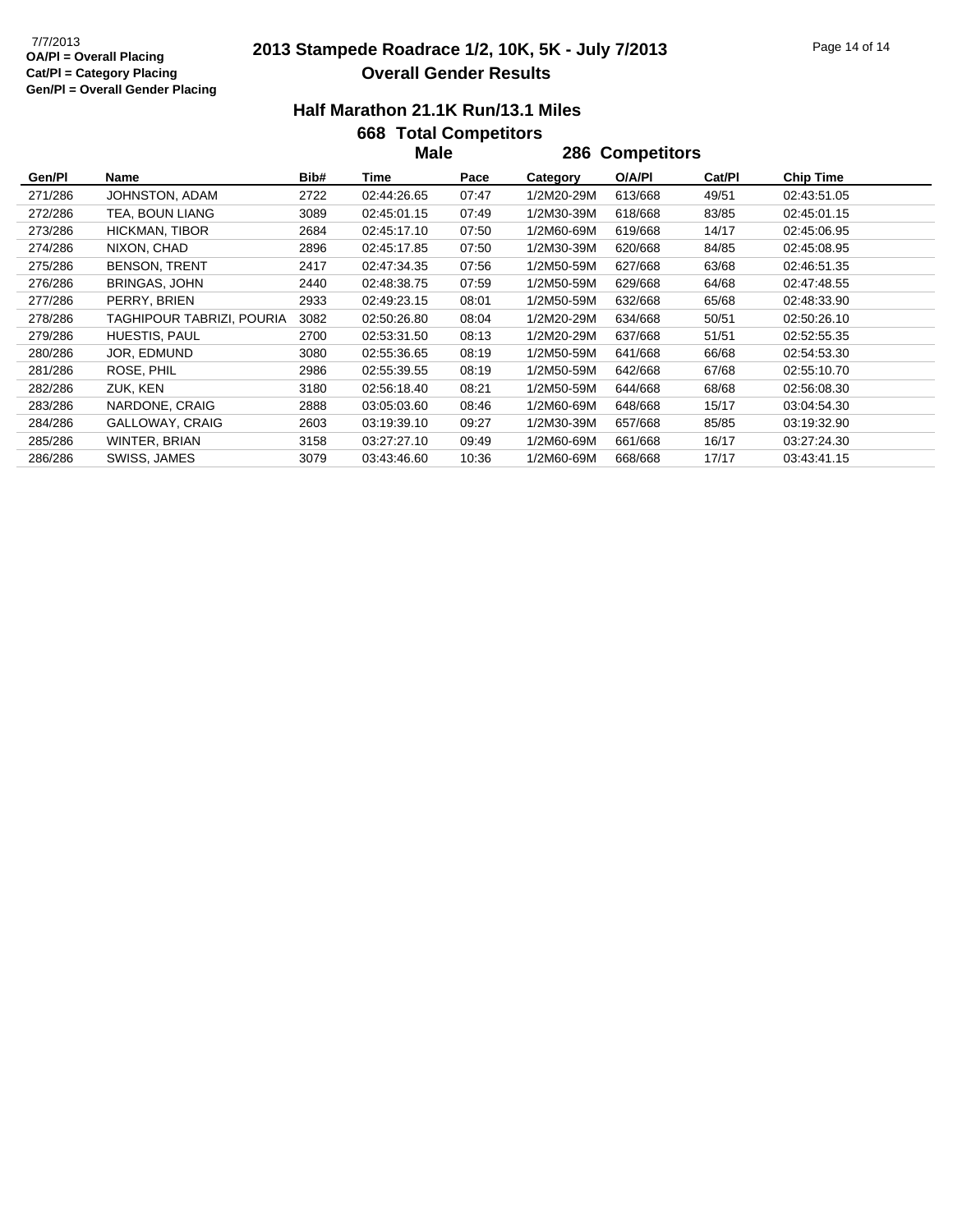7/7/2013
**OA/Pl = Overall Placing**
**Cat/Pl = Category Placing**
**Gen/Pl = Overall Gender Placing**

# 2013 Stampede Roadrace 1/2, 10K, 5K - July 7/2013

## Overall Gender Results

### Half Marathon 21.1K Run/13.1 Miles

**668 Total Competitors**

**Male** **286 Competitors**

| Gen/Pl | Name | Bib# | Time | Pace | Category | O/A/Pl | Cat/Pl | Chip Time |
|---|---|---|---|---|---|---|---|---|
| 271/286 | JOHNSTON, ADAM | 2722 | 02:44:26.65 | 07:47 | 1/2M20-29M | 613/668 | 49/51 | 02:43:51.05 |
| 272/286 | TEA, BOUN LIANG | 3089 | 02:45:01.15 | 07:49 | 1/2M30-39M | 618/668 | 83/85 | 02:45:01.15 |
| 273/286 | HICKMAN, TIBOR | 2684 | 02:45:17.10 | 07:50 | 1/2M60-69M | 619/668 | 14/17 | 02:45:06.95 |
| 274/286 | NIXON, CHAD | 2896 | 02:45:17.85 | 07:50 | 1/2M30-39M | 620/668 | 84/85 | 02:45:08.95 |
| 275/286 | BENSON, TRENT | 2417 | 02:47:34.35 | 07:56 | 1/2M50-59M | 627/668 | 63/68 | 02:46:51.35 |
| 276/286 | BRINGAS, JOHN | 2440 | 02:48:38.75 | 07:59 | 1/2M50-59M | 629/668 | 64/68 | 02:47:48.55 |
| 277/286 | PERRY, BRIEN | 2933 | 02:49:23.15 | 08:01 | 1/2M50-59M | 632/668 | 65/68 | 02:48:33.90 |
| 278/286 | TAGHIPOUR TABRIZI, POURIA | 3082 | 02:50:26.80 | 08:04 | 1/2M20-29M | 634/668 | 50/51 | 02:50:26.10 |
| 279/286 | HUESTIS, PAUL | 2700 | 02:53:31.50 | 08:13 | 1/2M20-29M | 637/668 | 51/51 | 02:52:55.35 |
| 280/286 | JOR, EDMUND | 3080 | 02:55:36.65 | 08:19 | 1/2M50-59M | 641/668 | 66/68 | 02:54:53.30 |
| 281/286 | ROSE, PHIL | 2986 | 02:55:39.55 | 08:19 | 1/2M50-59M | 642/668 | 67/68 | 02:55:10.70 |
| 282/286 | ZUK, KEN | 3180 | 02:56:18.40 | 08:21 | 1/2M50-59M | 644/668 | 68/68 | 02:56:08.30 |
| 283/286 | NARDONE, CRAIG | 2888 | 03:05:03.60 | 08:46 | 1/2M60-69M | 648/668 | 15/17 | 03:04:54.30 |
| 284/286 | GALLOWAY, CRAIG | 2603 | 03:19:39.10 | 09:27 | 1/2M30-39M | 657/668 | 85/85 | 03:19:32.90 |
| 285/286 | WINTER, BRIAN | 3158 | 03:27:27.10 | 09:49 | 1/2M60-69M | 661/668 | 16/17 | 03:27:24.30 |
| 286/286 | SWISS, JAMES | 3079 | 03:43:46.60 | 10:36 | 1/2M60-69M | 668/668 | 17/17 | 03:43:41.15 |